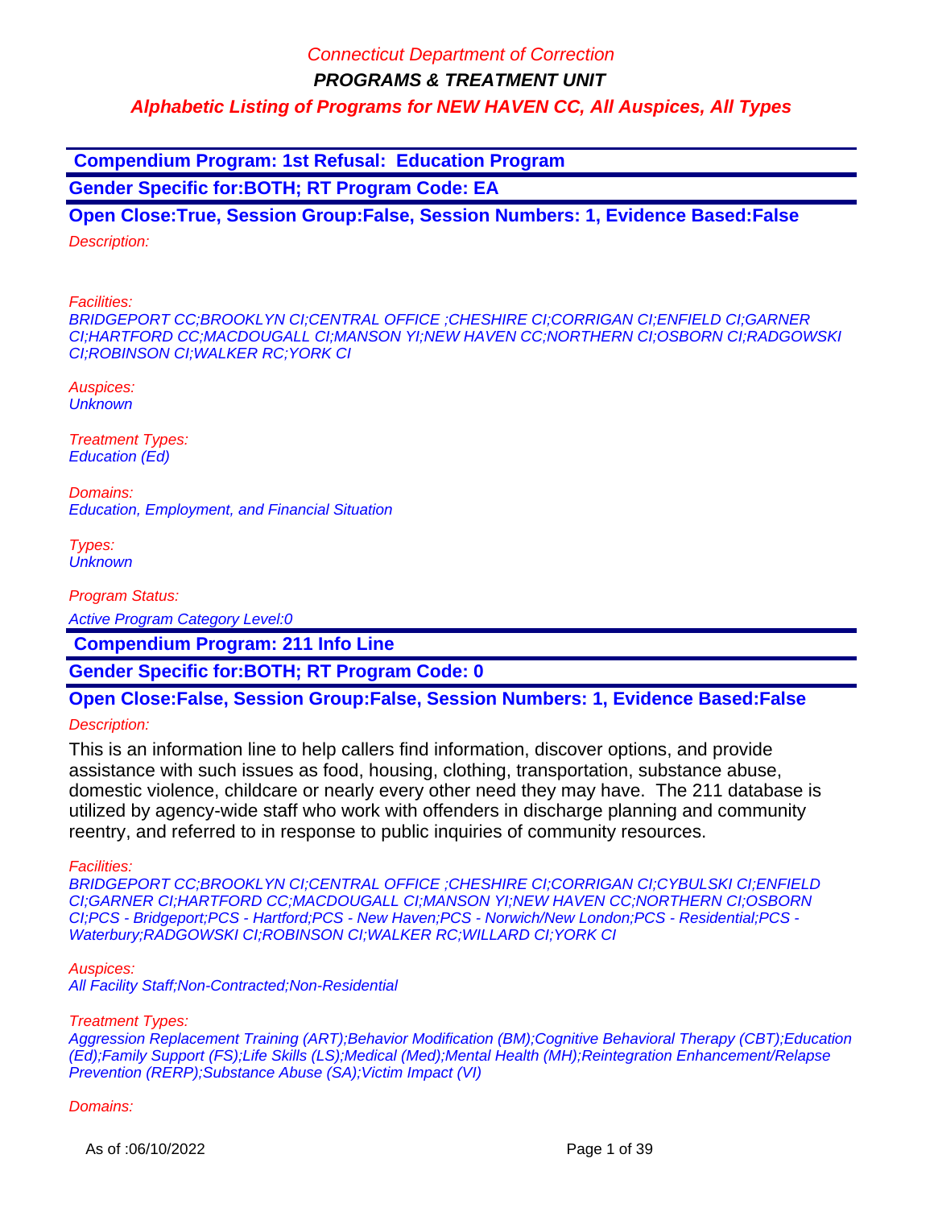Connecticut Department of Correction

**PROGRAMS & TREATMENT UNIT**

**Alphabetic Listing of Programs for NEW HAVEN CC, All Auspices, All Types**

## Compendium Program: 1st Refusal:  Education Program

**Gender Specific for:BOTH; RT Program Code: EA**

**Open Close:True, Session Group:False, Session Numbers: 1, Evidence Based:False**

*Description:*

*Facilities:*
*BRIDGEPORT CC;BROOKLYN CI;CENTRAL OFFICE ;CHESHIRE CI;CORRIGAN CI;ENFIELD CI;GARNER CI;HARTFORD CC;MACDOUGALL CI;MANSON YI;NEW HAVEN CC;NORTHERN CI;OSBORN CI;RADGOWSKI CI;ROBINSON CI;WALKER RC;YORK CI*

*Auspices:*
*Unknown*

*Treatment Types:*
*Education (Ed)*

*Domains:*
*Education, Employment, and Financial Situation*

*Types:*
*Unknown*

*Program Status:*

*Active Program Category Level:0*

## Compendium Program: 211 Info Line

**Gender Specific for:BOTH; RT Program Code: 0**

**Open Close:False, Session Group:False, Session Numbers: 1, Evidence Based:False**

*Description:*

This is an information line to help callers find information, discover options, and provide assistance with such issues as food, housing, clothing, transportation, substance abuse, domestic violence, childcare or nearly every other need they may have.  The 211 database is utilized by agency-wide staff who work with offenders in discharge planning and community reentry, and referred to in response to public inquiries of community resources.

*Facilities:*
*BRIDGEPORT CC;BROOKLYN CI;CENTRAL OFFICE ;CHESHIRE CI;CORRIGAN CI;CYBULSKI CI;ENFIELD CI;GARNER CI;HARTFORD CC;MACDOUGALL CI;MANSON YI;NEW HAVEN CC;NORTHERN CI;OSBORN CI;PCS - Bridgeport;PCS - Hartford;PCS - New Haven;PCS - Norwich/New London;PCS - Residential;PCS - Waterbury;RADGOWSKI CI;ROBINSON CI;WALKER RC;WILLARD CI;YORK CI*

*Auspices:*
*All Facility Staff;Non-Contracted;Non-Residential*

*Treatment Types:*
*Aggression Replacement Training (ART);Behavior Modification (BM);Cognitive Behavioral Therapy (CBT);Education (Ed);Family Support (FS);Life Skills (LS);Medical (Med);Mental Health (MH);Reintegration Enhancement/Relapse Prevention (RERP);Substance Abuse (SA);Victim Impact (VI)*

*Domains:*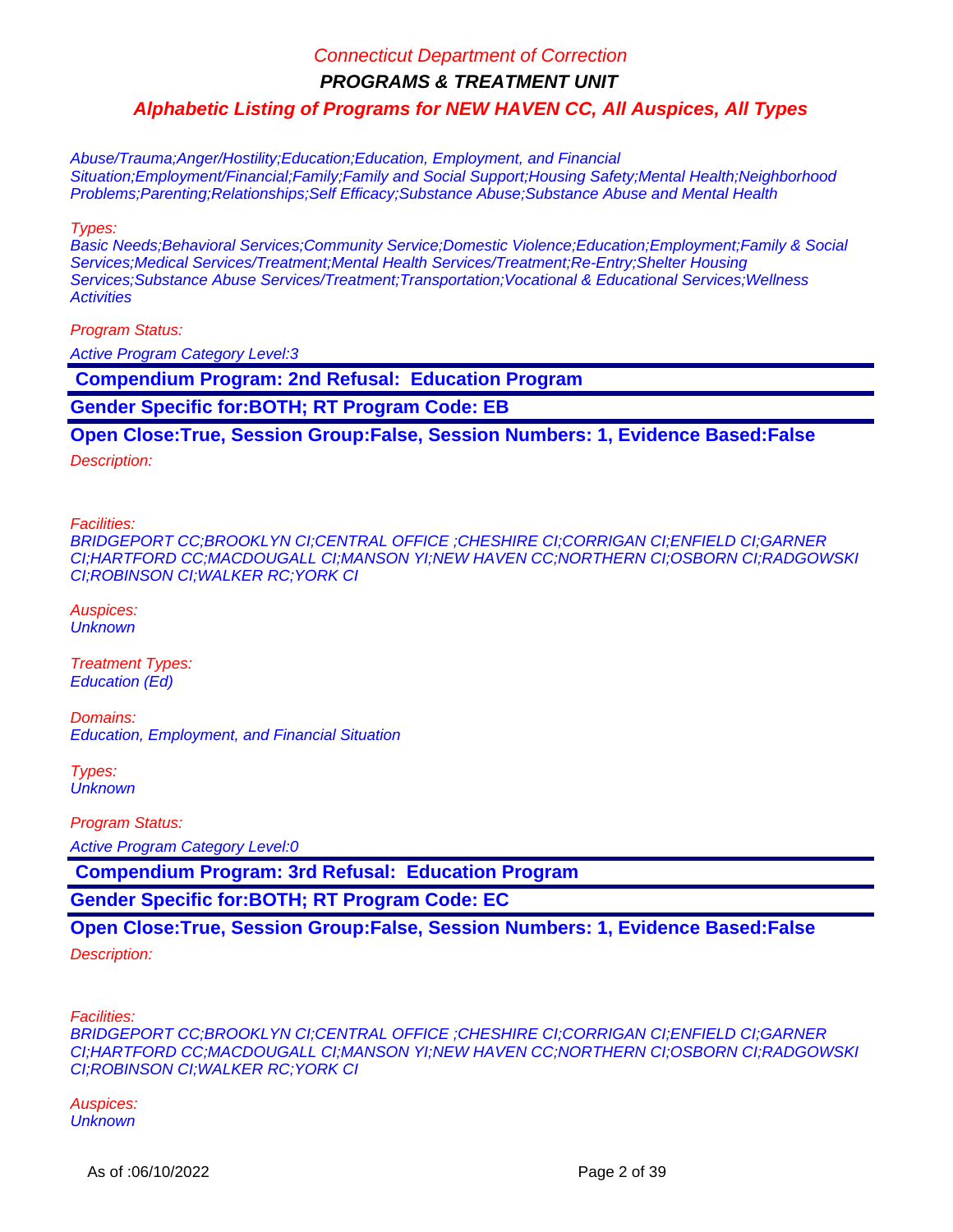Abuse/Trauma;Anger/Hostility;Education;Education, Employment, and Financial Situation;Employment/Financial;Family;Family and Social Support;Housing Safety;Mental Health;Neighborhood Problems;Parenting;Relationships;Self Efficacy;Substance Abuse;Substance Abuse and Mental Health

Types:
Basic Needs;Behavioral Services;Community Service;Domestic Violence;Education;Employment;Family & Social Services;Medical Services/Treatment;Mental Health Services/Treatment;Re-Entry;Shelter Housing Services;Substance Abuse Services/Treatment;Transportation;Vocational & Educational Services;Wellness Activities

Program Status:

Active Program Category Level:3

**Compendium Program: 2nd Refusal: Education Program**

**Gender Specific for:BOTH; RT Program Code: EB**

**Open Close:True, Session Group:False, Session Numbers: 1, Evidence Based:False**

Description:

Facilities:
BRIDGEPORT CC;BROOKLYN CI;CENTRAL OFFICE ;CHESHIRE CI;CORRIGAN CI;ENFIELD CI;GARNER CI;HARTFORD CC;MACDOUGALL CI;MANSON YI;NEW HAVEN CC;NORTHERN CI;OSBORN CI;RADGOWSKI CI;ROBINSON CI;WALKER RC;YORK CI

Auspices:
Unknown

Treatment Types:
Education (Ed)

Domains:
Education, Employment, and Financial Situation

Types:
Unknown

Program Status:

Active Program Category Level:0

**Compendium Program: 3rd Refusal: Education Program**

**Gender Specific for:BOTH; RT Program Code: EC**

**Open Close:True, Session Group:False, Session Numbers: 1, Evidence Based:False**

Description:

Facilities:
BRIDGEPORT CC;BROOKLYN CI;CENTRAL OFFICE ;CHESHIRE CI;CORRIGAN CI;ENFIELD CI;GARNER CI;HARTFORD CC;MACDOUGALL CI;MANSON YI;NEW HAVEN CC;NORTHERN CI;OSBORN CI;RADGOWSKI CI;ROBINSON CI;WALKER RC;YORK CI

Auspices:
Unknown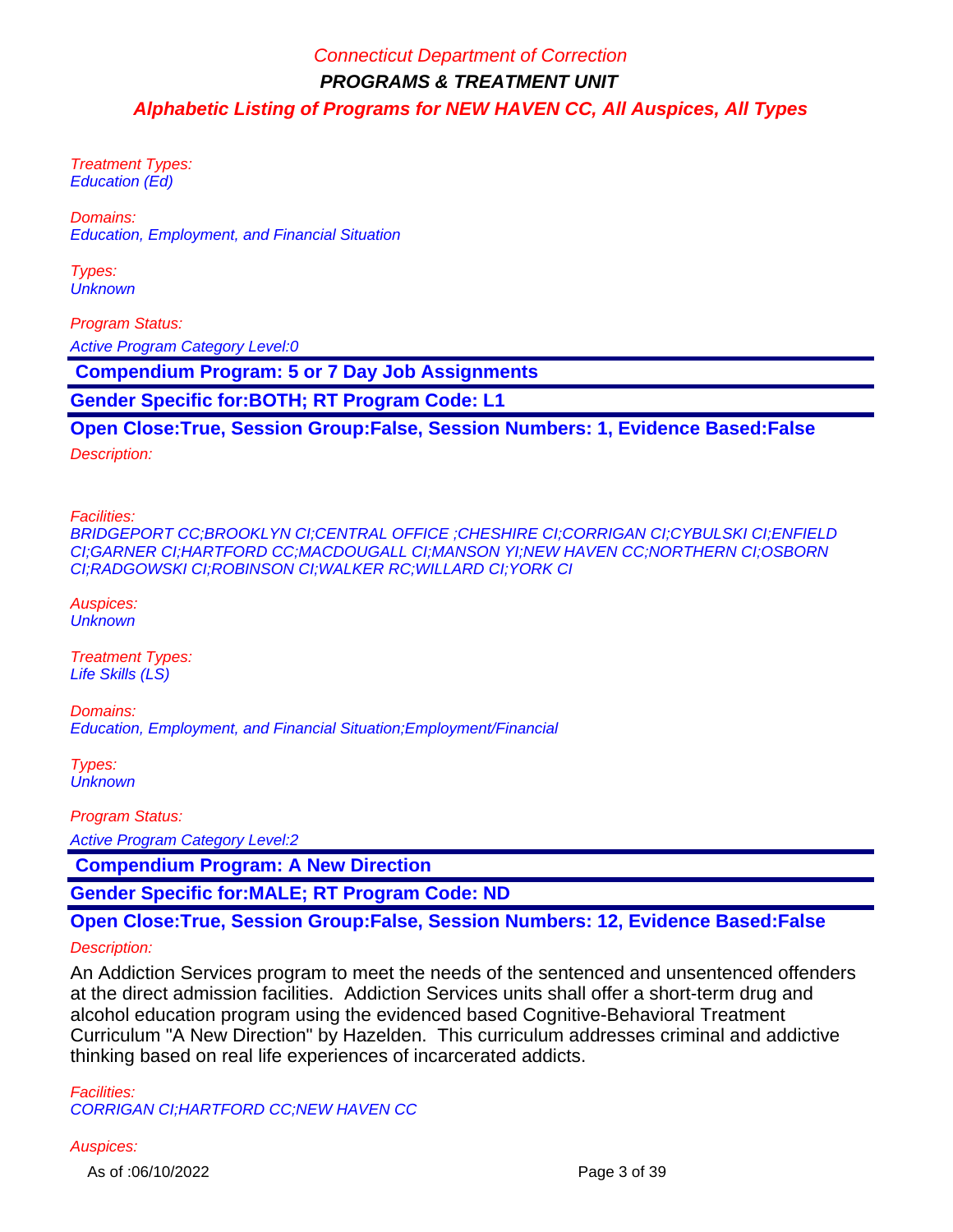Treatment Types:
Education (Ed)

Domains:
Education, Employment, and Financial Situation

Types:
Unknown

Program Status:

Active Program Category Level:0

**Compendium Program: 5 or 7 Day Job Assignments**

**Gender Specific for:BOTH; RT Program Code: L1**

**Open Close:True, Session Group:False, Session Numbers: 1, Evidence Based:False**

Description:

Facilities:
BRIDGEPORT CC;BROOKLYN CI;CENTRAL OFFICE ;CHESHIRE CI;CORRIGAN CI;CYBULSKI CI;ENFIELD CI;GARNER CI;HARTFORD CC;MACDOUGALL CI;MANSON YI;NEW HAVEN CC;NORTHERN CI;OSBORN CI;RADGOWSKI CI;ROBINSON CI;WALKER RC;WILLARD CI;YORK CI

Auspices:
Unknown

Treatment Types:
Life Skills (LS)

Domains:
Education, Employment, and Financial Situation;Employment/Financial

Types:
Unknown

Program Status:

Active Program Category Level:2

**Compendium Program: A New Direction**

**Gender Specific for:MALE; RT Program Code: ND**

**Open Close:True, Session Group:False, Session Numbers: 12, Evidence Based:False**

Description:

An Addiction Services program to meet the needs of the sentenced and unsentenced offenders at the direct admission facilities. Addiction Services units shall offer a short-term drug and alcohol education program using the evidenced based Cognitive-Behavioral Treatment Curriculum "A New Direction" by Hazelden. This curriculum addresses criminal and addictive thinking based on real life experiences of incarcerated addicts.

Facilities:
CORRIGAN CI;HARTFORD CC;NEW HAVEN CC

Auspices: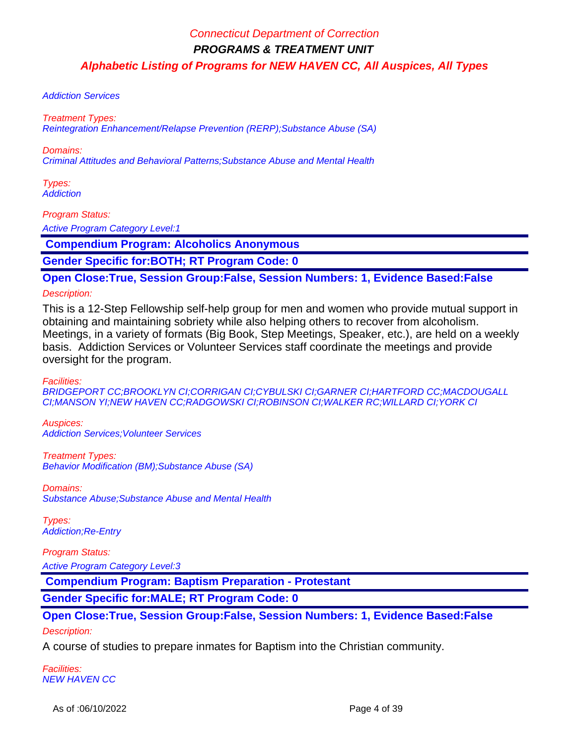Addiction Services

*Treatment Types:*
Reintegration Enhancement/Relapse Prevention (RERP);Substance Abuse (SA)

*Domains:*
Criminal Attitudes and Behavioral Patterns;Substance Abuse and Mental Health

*Types:*
Addiction

*Program Status:*
Active Program Category Level:1

## Compendium Program: Alcoholics Anonymous

**Gender Specific for:BOTH; RT Program Code: 0**

**Open Close:True, Session Group:False, Session Numbers: 1, Evidence Based:False**

*Description:*

This is a 12-Step Fellowship self-help group for men and women who provide mutual support in obtaining and maintaining sobriety while also helping others to recover from alcoholism. Meetings, in a variety of formats (Big Book, Step Meetings, Speaker, etc.), are held on a weekly basis. Addiction Services or Volunteer Services staff coordinate the meetings and provide oversight for the program.

*Facilities:*
BRIDGEPORT CC;BROOKLYN CI;CORRIGAN CI;CYBULSKI CI;GARNER CI;HARTFORD CC;MACDOUGALL CI;MANSON YI;NEW HAVEN CC;RADGOWSKI CI;ROBINSON CI;WALKER RC;WILLARD CI;YORK CI

*Auspices:*
Addiction Services;Volunteer Services

*Treatment Types:*
Behavior Modification (BM);Substance Abuse (SA)

*Domains:*
Substance Abuse;Substance Abuse and Mental Health

*Types:*
Addiction;Re-Entry

*Program Status:*
Active Program Category Level:3

## Compendium Program: Baptism Preparation - Protestant

**Gender Specific for:MALE; RT Program Code: 0**

**Open Close:True, Session Group:False, Session Numbers: 1, Evidence Based:False**

*Description:*

A course of studies to prepare inmates for Baptism into the Christian community.

*Facilities:*
NEW HAVEN CC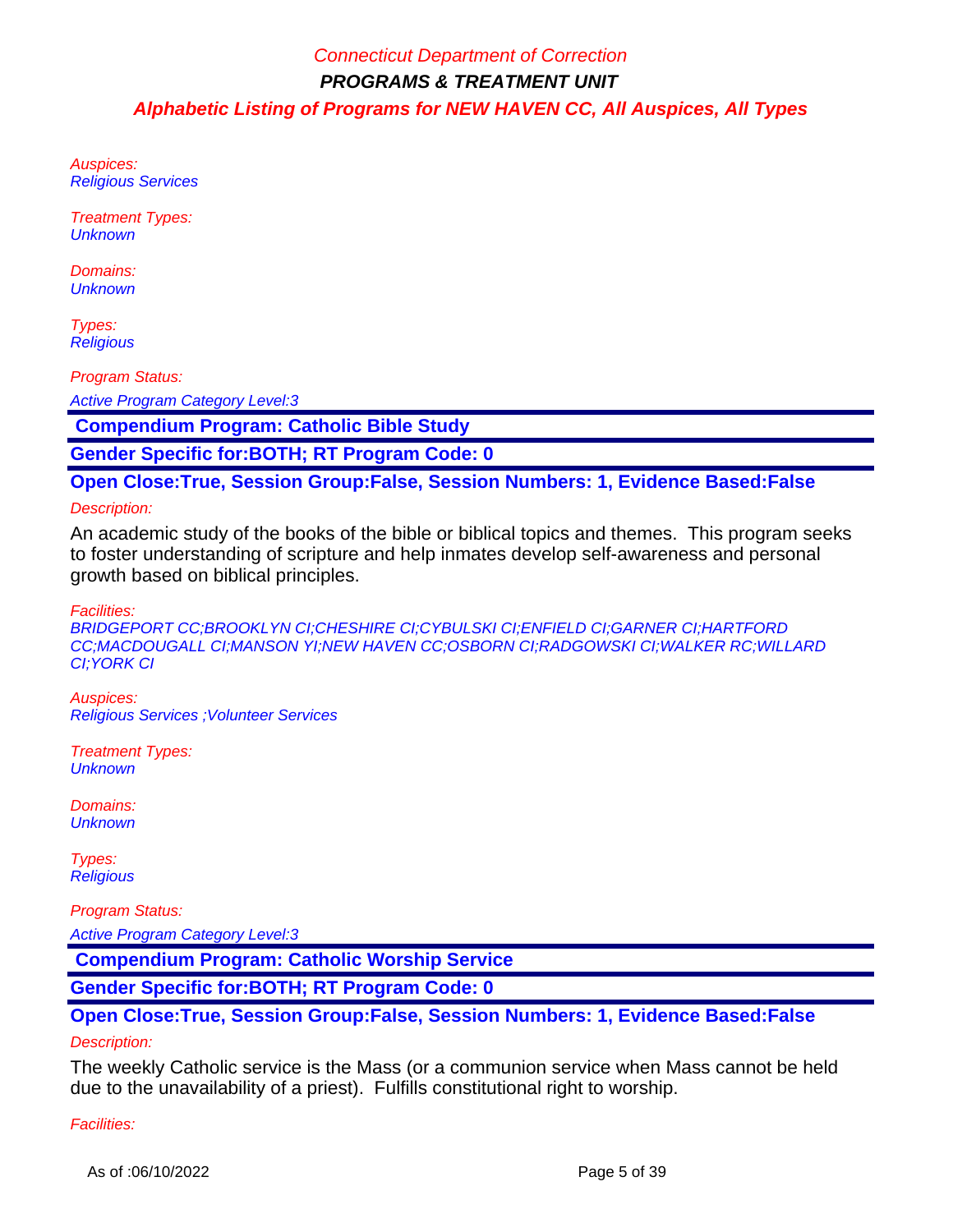Auspices:
Religious Services

Treatment Types:
Unknown

Domains:
Unknown

Types:
Religious

Program Status:

Active Program Category Level:3

**Compendium Program: Catholic Bible Study**

**Gender Specific for:BOTH; RT Program Code: 0**

**Open Close:True, Session Group:False, Session Numbers: 1, Evidence Based:False**

Description:

An academic study of the books of the bible or biblical topics and themes. This program seeks to foster understanding of scripture and help inmates develop self-awareness and personal growth based on biblical principles.

Facilities:
BRIDGEPORT CC;BROOKLYN CI;CHESHIRE CI;CYBULSKI CI;ENFIELD CI;GARNER CI;HARTFORD CC;MACDOUGALL CI;MANSON YI;NEW HAVEN CC;OSBORN CI;RADGOWSKI CI;WALKER RC;WILLARD CI;YORK CI

Auspices:
Religious Services ;Volunteer Services

Treatment Types:
Unknown

Domains:
Unknown

Types:
Religious

Program Status:

Active Program Category Level:3

**Compendium Program: Catholic Worship Service**

**Gender Specific for:BOTH; RT Program Code: 0**

**Open Close:True, Session Group:False, Session Numbers: 1, Evidence Based:False**

Description:

The weekly Catholic service is the Mass (or a communion service when Mass cannot be held due to the unavailability of a priest). Fulfills constitutional right to worship.

Facilities: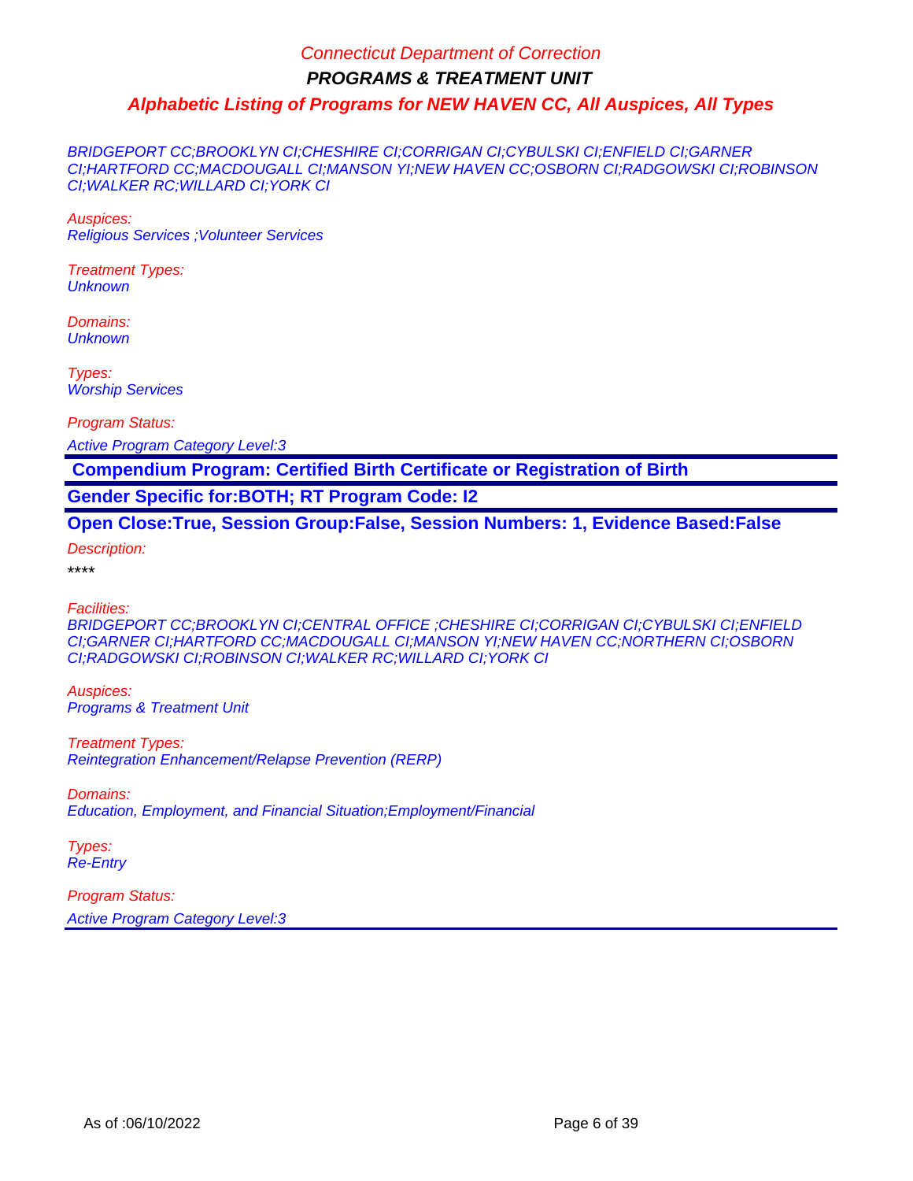BRIDGEPORT CC;BROOKLYN CI;CHESHIRE CI;CORRIGAN CI;CYBULSKI CI;ENFIELD CI;GARNER CI;HARTFORD CC;MACDOUGALL CI;MANSON YI;NEW HAVEN CC;OSBORN CI;RADGOWSKI CI;ROBINSON CI;WALKER RC;WILLARD CI;YORK CI

*Auspices:*
*Religious Services ;Volunteer Services*

*Treatment Types:*
*Unknown*

*Domains:*
*Unknown*

*Types:*
*Worship Services*

*Program Status:*

*Active Program Category Level:3*

---

**Compendium Program: Certified Birth Certificate or Registration of Birth**

**Gender Specific for:BOTH; RT Program Code: I2**

**Open Close:True, Session Group:False, Session Numbers: 1, Evidence Based:False**

*Description:*

****

*Facilities:*
*BRIDGEPORT CC;BROOKLYN CI;CENTRAL OFFICE ;CHESHIRE CI;CORRIGAN CI;CYBULSKI CI;ENFIELD CI;GARNER CI;HARTFORD CC;MACDOUGALL CI;MANSON YI;NEW HAVEN CC;NORTHERN CI;OSBORN CI;RADGOWSKI CI;ROBINSON CI;WALKER RC;WILLARD CI;YORK CI*

*Auspices:*
*Programs & Treatment Unit*

*Treatment Types:*
*Reintegration Enhancement/Relapse Prevention (RERP)*

*Domains:*
*Education, Employment, and Financial Situation;Employment/Financial*

*Types:*
*Re-Entry*

*Program Status:*

*Active Program Category Level:3*

---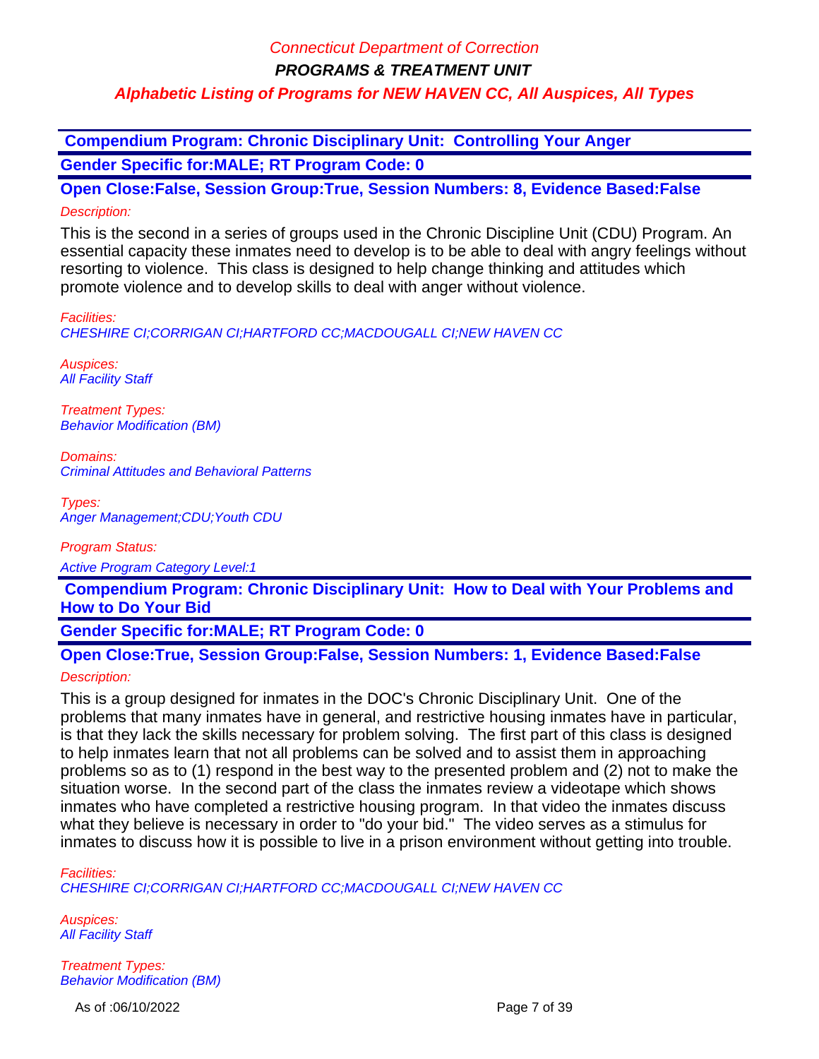**Compendium Program: Chronic Disciplinary Unit: Controlling Your Anger**

**Gender Specific for:MALE; RT Program Code: 0**

**Open Close:False, Session Group:True, Session Numbers: 8, Evidence Based:False**

*Description:*

This is the second in a series of groups used in the Chronic Discipline Unit (CDU) Program. An essential capacity these inmates need to develop is to be able to deal with angry feelings without resorting to violence. This class is designed to help change thinking and attitudes which promote violence and to develop skills to deal with anger without violence.

*Facilities:*
*CHESHIRE CI;CORRIGAN CI;HARTFORD CC;MACDOUGALL CI;NEW HAVEN CC*

*Auspices:*
*All Facility Staff*

*Treatment Types:*
*Behavior Modification (BM)*

*Domains:*
*Criminal Attitudes and Behavioral Patterns*

*Types:*
*Anger Management;CDU;Youth CDU*

*Program Status:*

*Active Program Category Level:1*

**Compendium Program: Chronic Disciplinary Unit: How to Deal with Your Problems and How to Do Your Bid**

**Gender Specific for:MALE; RT Program Code: 0**

**Open Close:True, Session Group:False, Session Numbers: 1, Evidence Based:False**

*Description:*

This is a group designed for inmates in the DOC's Chronic Disciplinary Unit. One of the problems that many inmates have in general, and restrictive housing inmates have in particular, is that they lack the skills necessary for problem solving. The first part of this class is designed to help inmates learn that not all problems can be solved and to assist them in approaching problems so as to (1) respond in the best way to the presented problem and (2) not to make the situation worse. In the second part of the class the inmates review a videotape which shows inmates who have completed a restrictive housing program. In that video the inmates discuss what they believe is necessary in order to "do your bid." The video serves as a stimulus for inmates to discuss how it is possible to live in a prison environment without getting into trouble.

*Facilities:*
*CHESHIRE CI;CORRIGAN CI;HARTFORD CC;MACDOUGALL CI;NEW HAVEN CC*

*Auspices:*
*All Facility Staff*

*Treatment Types:*
*Behavior Modification (BM)*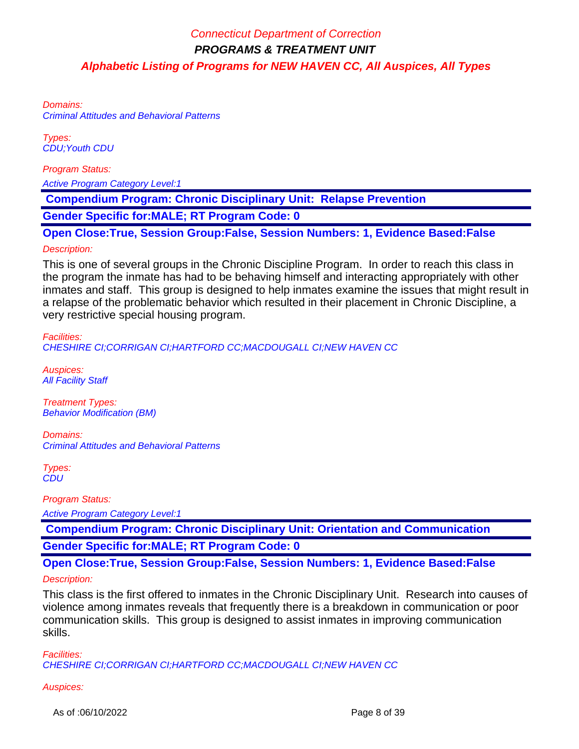Domains:
Criminal Attitudes and Behavioral Patterns

Types:
CDU;Youth CDU

Program Status:

Active Program Category Level:1

**Compendium Program: Chronic Disciplinary Unit:  Relapse Prevention**

**Gender Specific for:MALE; RT Program Code: 0**

**Open Close:True, Session Group:False, Session Numbers: 1, Evidence Based:False**

Description:

This is one of several groups in the Chronic Discipline Program.  In order to reach this class in the program the inmate has had to be behaving himself and interacting appropriately with other inmates and staff.  This group is designed to help inmates examine the issues that might result in a relapse of the problematic behavior which resulted in their placement in Chronic Discipline, a very restrictive special housing program.

Facilities:
CHESHIRE CI;CORRIGAN CI;HARTFORD CC;MACDOUGALL CI;NEW HAVEN CC

Auspices:
All Facility Staff

Treatment Types:
Behavior Modification (BM)

Domains:
Criminal Attitudes and Behavioral Patterns

Types:
CDU

Program Status:

Active Program Category Level:1

**Compendium Program: Chronic Disciplinary Unit: Orientation and Communication**

**Gender Specific for:MALE; RT Program Code: 0**

**Open Close:True, Session Group:False, Session Numbers: 1, Evidence Based:False**

Description:

This class is the first offered to inmates in the Chronic Disciplinary Unit.  Research into causes of violence among inmates reveals that frequently there is a breakdown in communication or poor communication skills.  This group is designed to assist inmates in improving communication skills.

Facilities:
CHESHIRE CI;CORRIGAN CI;HARTFORD CC;MACDOUGALL CI;NEW HAVEN CC

Auspices: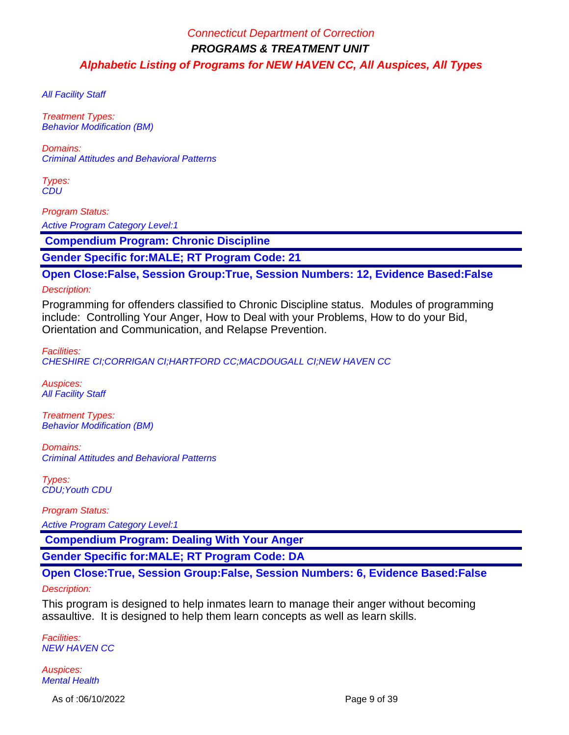All Facility Staff

*Treatment Types:*
Behavior Modification (BM)

*Domains:*
Criminal Attitudes and Behavioral Patterns

*Types:*
CDU

*Program Status:*
Active Program Category Level:1

## Compendium Program: Chronic Discipline

**Gender Specific for:MALE; RT Program Code: 21**

**Open Close:False, Session Group:True, Session Numbers: 12, Evidence Based:False**

*Description:*

Programming for offenders classified to Chronic Discipline status. Modules of programming include: Controlling Your Anger, How to Deal with your Problems, How to do your Bid, Orientation and Communication, and Relapse Prevention.

*Facilities:*
CHESHIRE CI;CORRIGAN CI;HARTFORD CC;MACDOUGALL CI;NEW HAVEN CC

*Auspices:*
All Facility Staff

*Treatment Types:*
Behavior Modification (BM)

*Domains:*
Criminal Attitudes and Behavioral Patterns

*Types:*
CDU;Youth CDU

*Program Status:*
Active Program Category Level:1

## Compendium Program: Dealing With Your Anger

**Gender Specific for:MALE; RT Program Code: DA**

**Open Close:True, Session Group:False, Session Numbers: 6, Evidence Based:False**

*Description:*

This program is designed to help inmates learn to manage their anger without becoming assaultive. It is designed to help them learn concepts as well as learn skills.

*Facilities:*
NEW HAVEN CC

*Auspices:*
Mental Health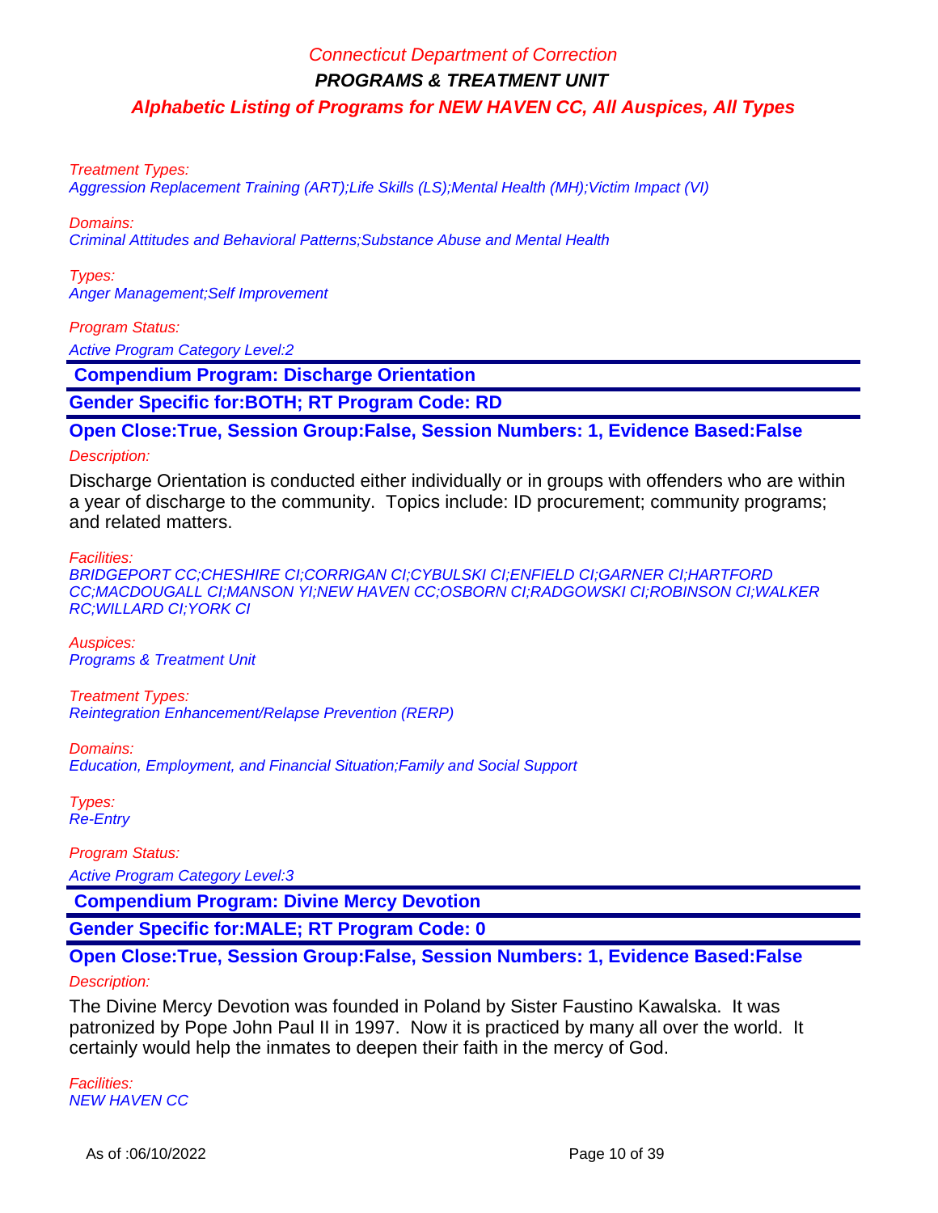*Treatment Types:*
*Aggression Replacement Training (ART);Life Skills (LS);Mental Health (MH);Victim Impact (VI)*

*Domains:*
*Criminal Attitudes and Behavioral Patterns;Substance Abuse and Mental Health*

*Types:*
*Anger Management;Self Improvement*

*Program Status:*
*Active Program Category Level:2*

## Compendium Program: Discharge Orientation

**Gender Specific for:BOTH; RT Program Code: RD**

**Open Close:True, Session Group:False, Session Numbers: 1, Evidence Based:False**

*Description:*

Discharge Orientation is conducted either individually or in groups with offenders who are within a year of discharge to the community. Topics include: ID procurement; community programs; and related matters.

*Facilities:*
*BRIDGEPORT CC;CHESHIRE CI;CORRIGAN CI;CYBULSKI CI;ENFIELD CI;GARNER CI;HARTFORD CC;MACDOUGALL CI;MANSON YI;NEW HAVEN CC;OSBORN CI;RADGOWSKI CI;ROBINSON CI;WALKER RC;WILLARD CI;YORK CI*

*Auspices:*
*Programs & Treatment Unit*

*Treatment Types:*
*Reintegration Enhancement/Relapse Prevention (RERP)*

*Domains:*
*Education, Employment, and Financial Situation;Family and Social Support*

*Types:*
*Re-Entry*

*Program Status:*
*Active Program Category Level:3*

## Compendium Program: Divine Mercy Devotion

**Gender Specific for:MALE; RT Program Code: 0**

**Open Close:True, Session Group:False, Session Numbers: 1, Evidence Based:False**

*Description:*

The Divine Mercy Devotion was founded in Poland by Sister Faustino Kawalska. It was patronized by Pope John Paul II in 1997. Now it is practiced by many all over the world. It certainly would help the inmates to deepen their faith in the mercy of God.

*Facilities:*
*NEW HAVEN CC*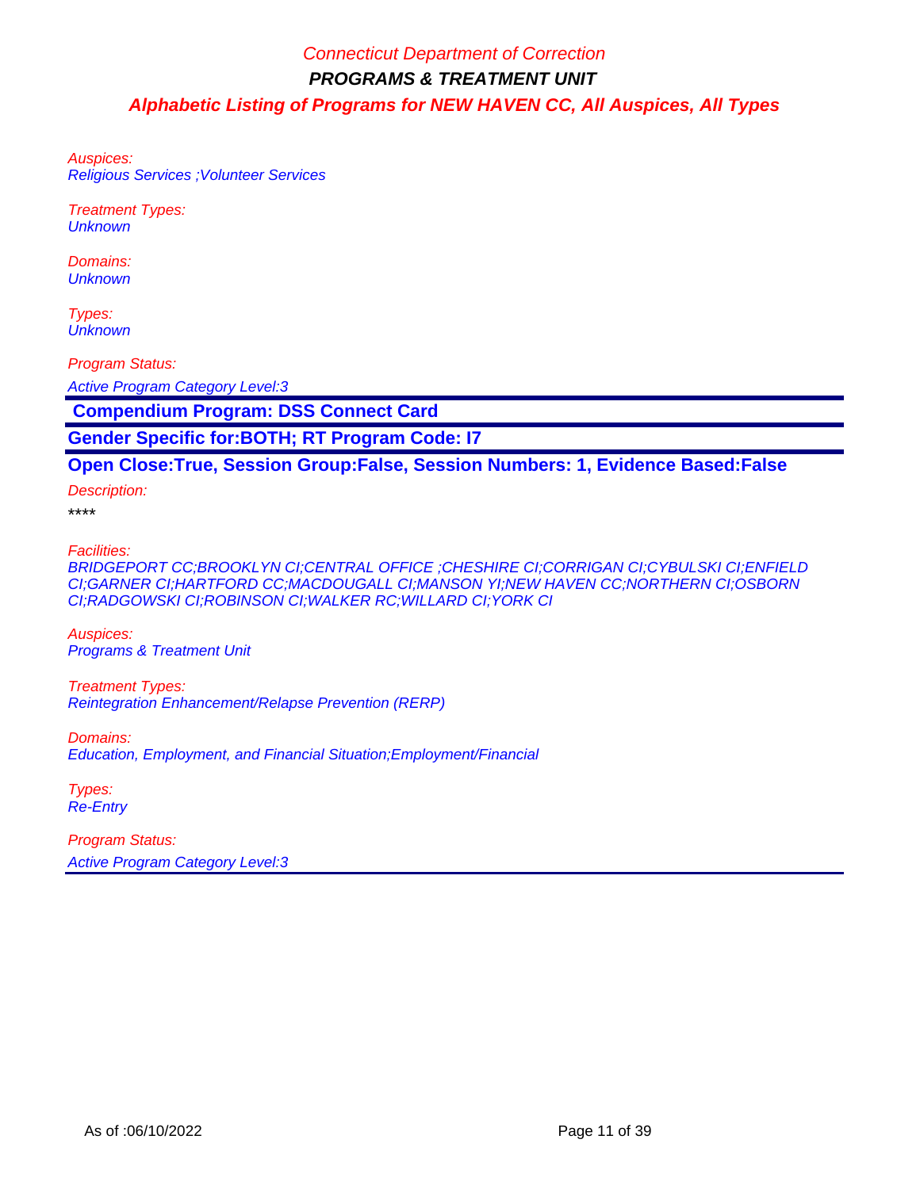Auspices:
Religious Services ;Volunteer Services

Treatment Types:
Unknown

Domains:
Unknown

Types:
Unknown

Program Status:

Active Program Category Level:3

**Compendium Program: DSS Connect Card**

**Gender Specific for:BOTH; RT Program Code: I7**

**Open Close:True, Session Group:False, Session Numbers: 1, Evidence Based:False**

Description:

****

Facilities:
BRIDGEPORT CC;BROOKLYN CI;CENTRAL OFFICE ;CHESHIRE CI;CORRIGAN CI;CYBULSKI CI;ENFIELD CI;GARNER CI;HARTFORD CC;MACDOUGALL CI;MANSON YI;NEW HAVEN CC;NORTHERN CI;OSBORN CI;RADGOWSKI CI;ROBINSON CI;WALKER RC;WILLARD CI;YORK CI

Auspices:
Programs & Treatment Unit

Treatment Types:
Reintegration Enhancement/Relapse Prevention (RERP)

Domains:
Education, Employment, and Financial Situation;Employment/Financial

Types:
Re-Entry

Program Status:

Active Program Category Level:3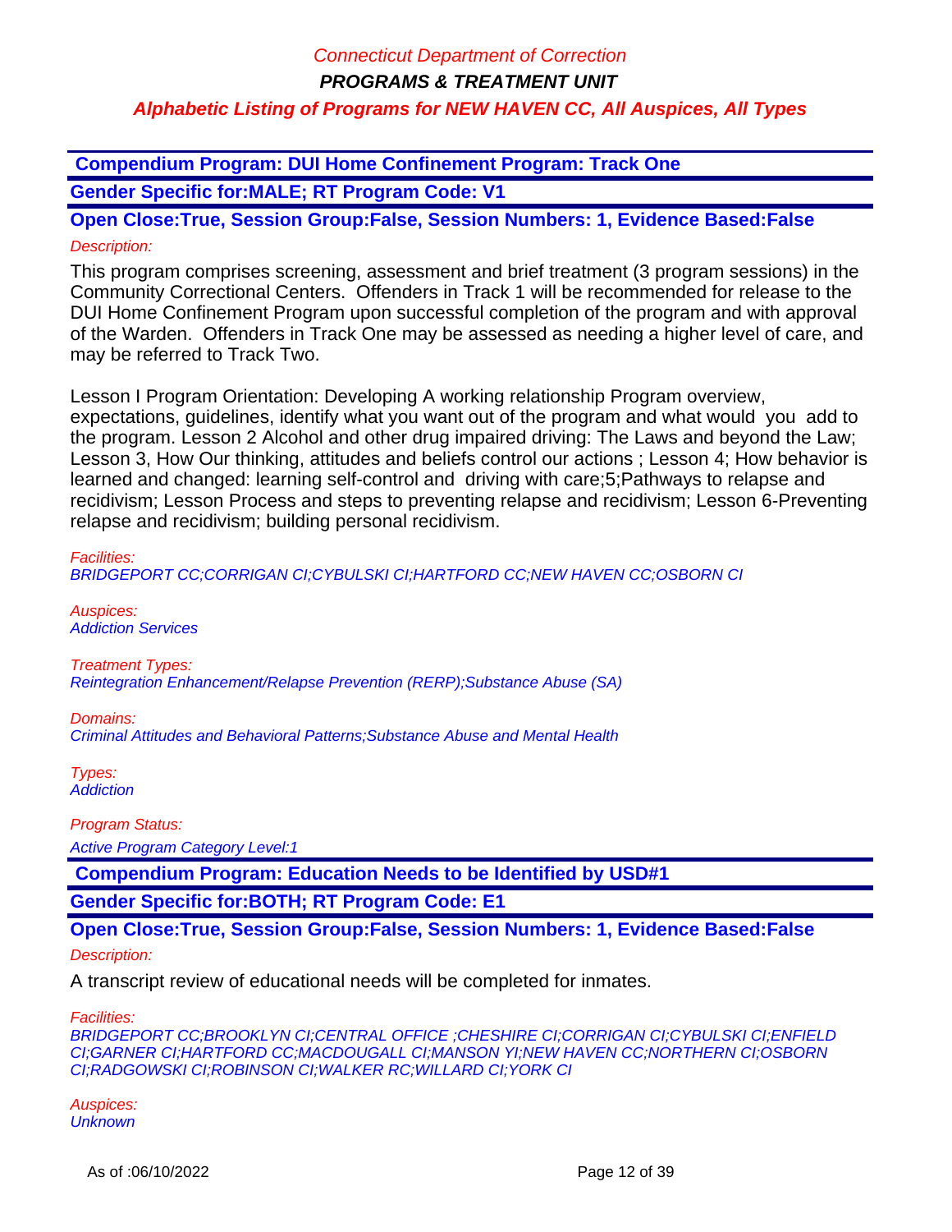**Compendium Program: DUI Home Confinement Program: Track One**

**Gender Specific for:MALE; RT Program Code: V1**

**Open Close:True, Session Group:False, Session Numbers: 1, Evidence Based:False**

*Description:*

This program comprises screening, assessment and brief treatment (3 program sessions) in the Community Correctional Centers. Offenders in Track 1 will be recommended for release to the DUI Home Confinement Program upon successful completion of the program and with approval of the Warden. Offenders in Track One may be assessed as needing a higher level of care, and may be referred to Track Two.

Lesson I Program Orientation: Developing A working relationship Program overview, expectations, guidelines, identify what you want out of the program and what would you add to the program. Lesson 2 Alcohol and other drug impaired driving: The Laws and beyond the Law; Lesson 3, How Our thinking, attitudes and beliefs control our actions ; Lesson 4; How behavior is learned and changed: learning self-control and driving with care;5;Pathways to relapse and recidivism; Lesson Process and steps to preventing relapse and recidivism; Lesson 6-Preventing relapse and recidivism; building personal recidivism.

*Facilities:*
BRIDGEPORT CC;CORRIGAN CI;CYBULSKI CI;HARTFORD CC;NEW HAVEN CC;OSBORN CI

*Auspices:*
Addiction Services

*Treatment Types:*
Reintegration Enhancement/Relapse Prevention (RERP);Substance Abuse (SA)

*Domains:*
Criminal Attitudes and Behavioral Patterns;Substance Abuse and Mental Health

*Types:*
Addiction

*Program Status:*
Active Program Category Level:1

**Compendium Program: Education Needs to be Identified by USD#1**

**Gender Specific for:BOTH; RT Program Code: E1**

**Open Close:True, Session Group:False, Session Numbers: 1, Evidence Based:False**

*Description:*

A transcript review of educational needs will be completed for inmates.

*Facilities:*
BRIDGEPORT CC;BROOKLYN CI;CENTRAL OFFICE ;CHESHIRE CI;CORRIGAN CI;CYBULSKI CI;ENFIELD CI;GARNER CI;HARTFORD CC;MACDOUGALL CI;MANSON YI;NEW HAVEN CC;NORTHERN CI;OSBORN CI;RADGOWSKI CI;ROBINSON CI;WALKER RC;WILLARD CI;YORK CI

*Auspices:*
Unknown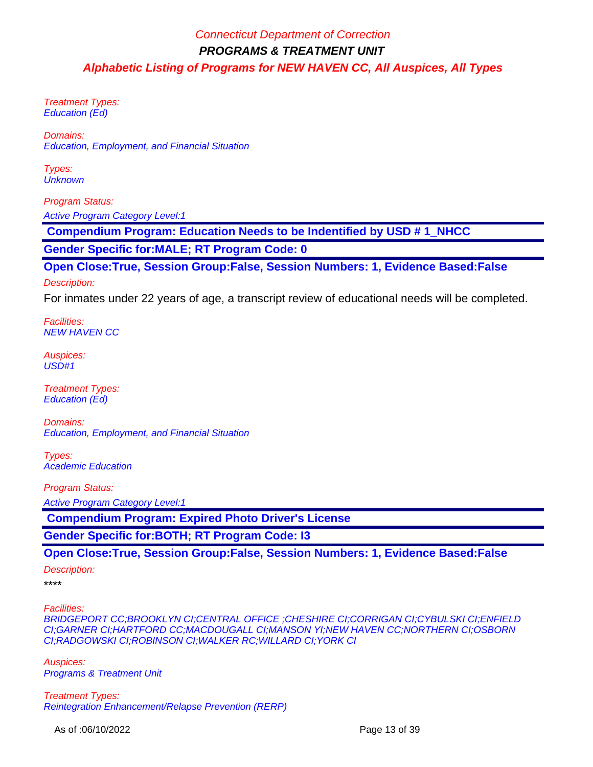*Treatment Types:*
*Education (Ed)*

*Domains:*
*Education, Employment, and Financial Situation*

*Types:*
*Unknown*

*Program Status:*
*Active Program Category Level:1*

**Compendium Program: Education Needs to be Indentified by USD # 1_NHCC**

**Gender Specific for:MALE; RT Program Code: 0**

**Open Close:True, Session Group:False, Session Numbers: 1, Evidence Based:False**

*Description:*

For inmates under 22 years of age, a transcript review of educational needs will be completed.

*Facilities:*
*NEW HAVEN CC*

*Auspices:*
*USD#1*

*Treatment Types:*
*Education (Ed)*

*Domains:*
*Education, Employment, and Financial Situation*

*Types:*
*Academic Education*

*Program Status:*
*Active Program Category Level:1*

**Compendium Program: Expired Photo Driver's License**

**Gender Specific for:BOTH; RT Program Code: I3**

**Open Close:True, Session Group:False, Session Numbers: 1, Evidence Based:False**

*Description:*

****

*Facilities:*
*BRIDGEPORT CC;BROOKLYN CI;CENTRAL OFFICE ;CHESHIRE CI;CORRIGAN CI;CYBULSKI CI;ENFIELD CI;GARNER CI;HARTFORD CC;MACDOUGALL CI;MANSON YI;NEW HAVEN CC;NORTHERN CI;OSBORN CI;RADGOWSKI CI;ROBINSON CI;WALKER RC;WILLARD CI;YORK CI*

*Auspices:*
*Programs & Treatment Unit*

*Treatment Types:*
*Reintegration Enhancement/Relapse Prevention (RERP)*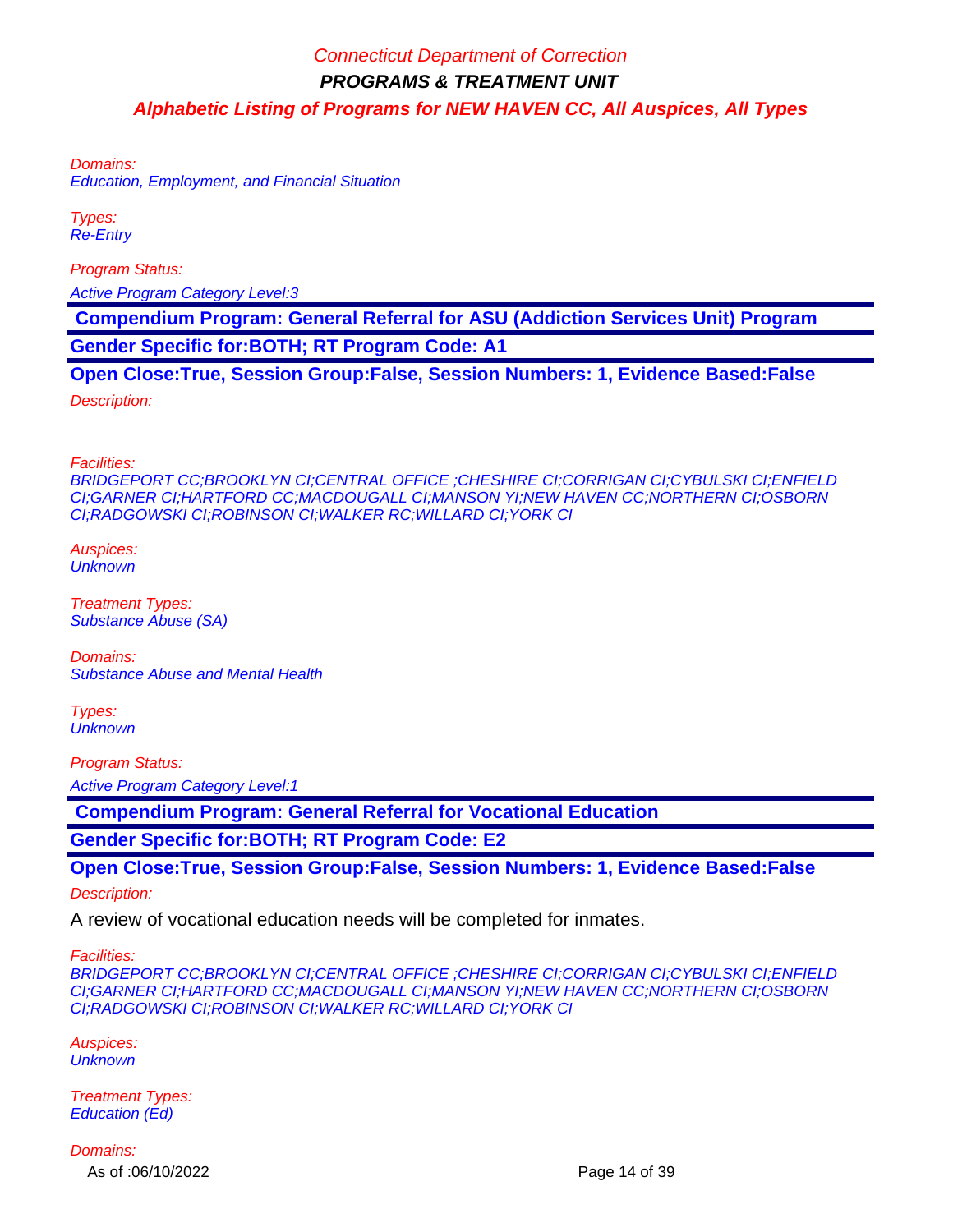Domains:
Education, Employment, and Financial Situation

Types:
Re-Entry

Program Status:

Active Program Category Level:3

**Compendium Program: General Referral for ASU (Addiction Services Unit) Program**

**Gender Specific for:BOTH; RT Program Code: A1**

**Open Close:True, Session Group:False, Session Numbers: 1, Evidence Based:False**

Description:

Facilities:
BRIDGEPORT CC;BROOKLYN CI;CENTRAL OFFICE ;CHESHIRE CI;CORRIGAN CI;CYBULSKI CI;ENFIELD CI;GARNER CI;HARTFORD CC;MACDOUGALL CI;MANSON YI;NEW HAVEN CC;NORTHERN CI;OSBORN CI;RADGOWSKI CI;ROBINSON CI;WALKER RC;WILLARD CI;YORK CI

Auspices:
Unknown

Treatment Types:
Substance Abuse (SA)

Domains:
Substance Abuse and Mental Health

Types:
Unknown

Program Status:

Active Program Category Level:1

**Compendium Program: General Referral for Vocational Education**

**Gender Specific for:BOTH; RT Program Code: E2**

**Open Close:True, Session Group:False, Session Numbers: 1, Evidence Based:False**

Description:

A review of vocational education needs will be completed for inmates.

Facilities:
BRIDGEPORT CC;BROOKLYN CI;CENTRAL OFFICE ;CHESHIRE CI;CORRIGAN CI;CYBULSKI CI;ENFIELD CI;GARNER CI;HARTFORD CC;MACDOUGALL CI;MANSON YI;NEW HAVEN CC;NORTHERN CI;OSBORN CI;RADGOWSKI CI;ROBINSON CI;WALKER RC;WILLARD CI;YORK CI

Auspices:
Unknown

Treatment Types:
Education (Ed)

Domains: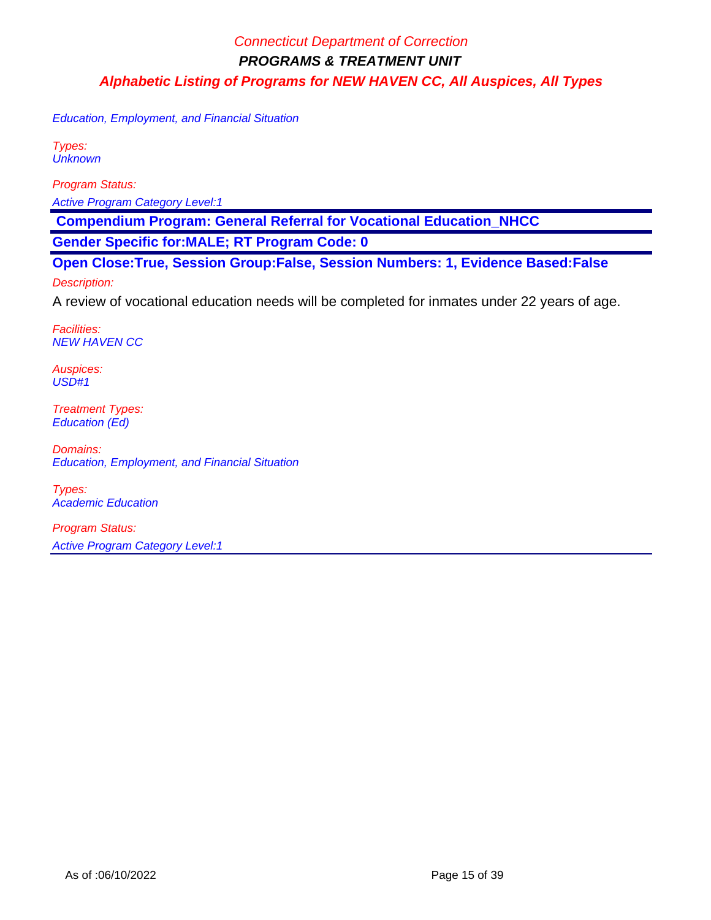*Education, Employment, and Financial Situation*

*Types:*
*Unknown*

*Program Status:*

*Active Program Category Level:1*

---

**Compendium Program: General Referral for Vocational Education_NHCC**

**Gender Specific for:MALE; RT Program Code: 0**

**Open Close:True, Session Group:False, Session Numbers: 1, Evidence Based:False**

*Description:*

A review of vocational education needs will be completed for inmates under 22 years of age.

*Facilities:*
*NEW HAVEN CC*

*Auspices:*
*USD#1*

*Treatment Types:*
*Education (Ed)*

*Domains:*
*Education, Employment, and Financial Situation*

*Types:*
*Academic Education*

*Program Status:*

*Active Program Category Level:1*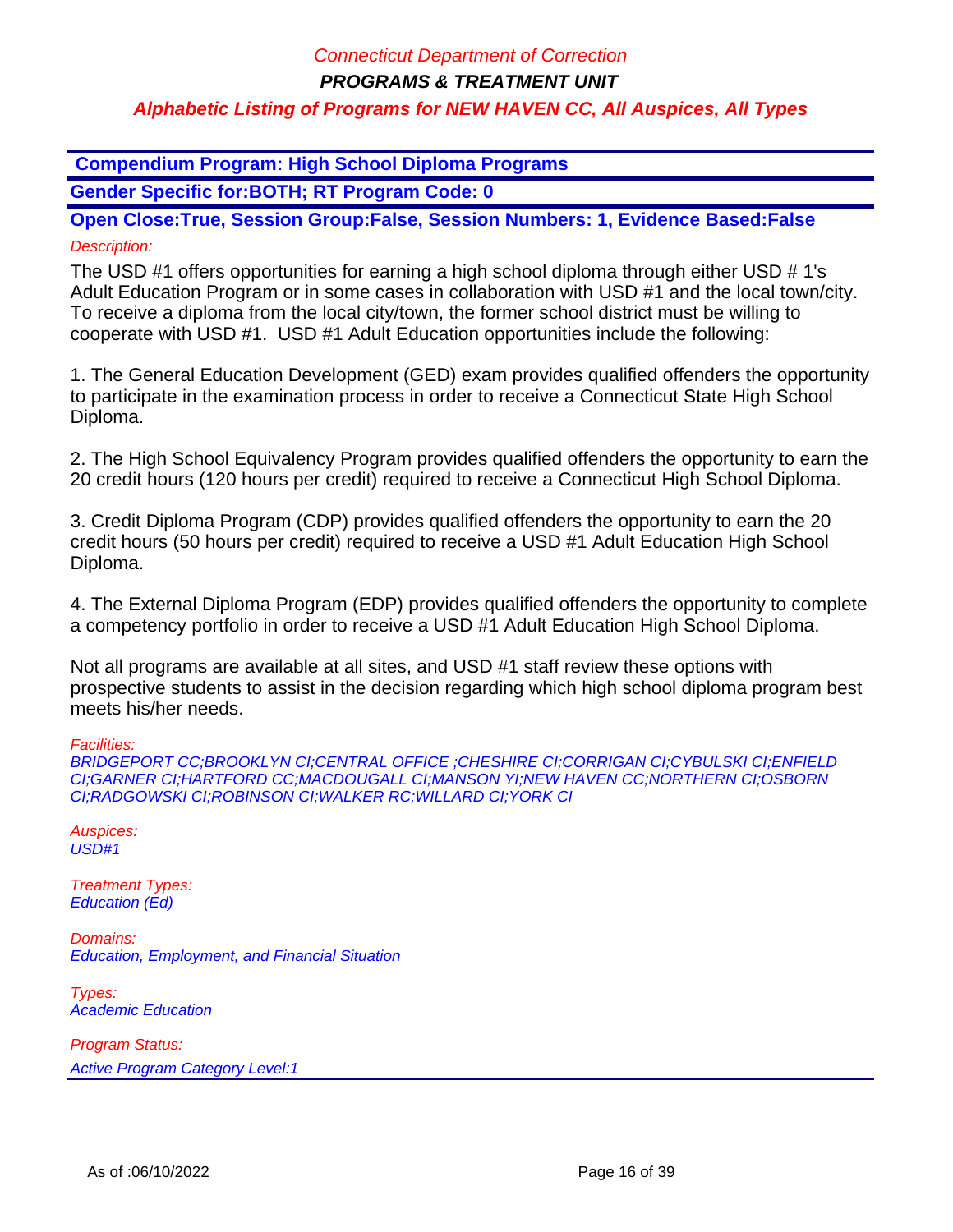**Compendium Program: High School Diploma Programs**

**Gender Specific for:BOTH; RT Program Code: 0**

**Open Close:True, Session Group:False, Session Numbers: 1, Evidence Based:False**

*Description:*

The USD #1 offers opportunities for earning a high school diploma through either USD # 1's Adult Education Program or in some cases in collaboration with USD #1 and the local town/city. To receive a diploma from the local city/town, the former school district must be willing to cooperate with USD #1. USD #1 Adult Education opportunities include the following:

1. The General Education Development (GED) exam provides qualified offenders the opportunity to participate in the examination process in order to receive a Connecticut State High School Diploma.

2. The High School Equivalency Program provides qualified offenders the opportunity to earn the 20 credit hours (120 hours per credit) required to receive a Connecticut High School Diploma.

3. Credit Diploma Program (CDP) provides qualified offenders the opportunity to earn the 20 credit hours (50 hours per credit) required to receive a USD #1 Adult Education High School Diploma.

4. The External Diploma Program (EDP) provides qualified offenders the opportunity to complete a competency portfolio in order to receive a USD #1 Adult Education High School Diploma.

Not all programs are available at all sites, and USD #1 staff review these options with prospective students to assist in the decision regarding which high school diploma program best meets his/her needs.

*Facilities:*
*BRIDGEPORT CC;BROOKLYN CI;CENTRAL OFFICE ;CHESHIRE CI;CORRIGAN CI;CYBULSKI CI;ENFIELD CI;GARNER CI;HARTFORD CC;MACDOUGALL CI;MANSON YI;NEW HAVEN CC;NORTHERN CI;OSBORN CI;RADGOWSKI CI;ROBINSON CI;WALKER RC;WILLARD CI;YORK CI*

*Auspices:*
*USD#1*

*Treatment Types:*
*Education (Ed)*

*Domains:*
*Education, Employment, and Financial Situation*

*Types:*
*Academic Education*

*Program Status:*
*Active Program Category Level:1*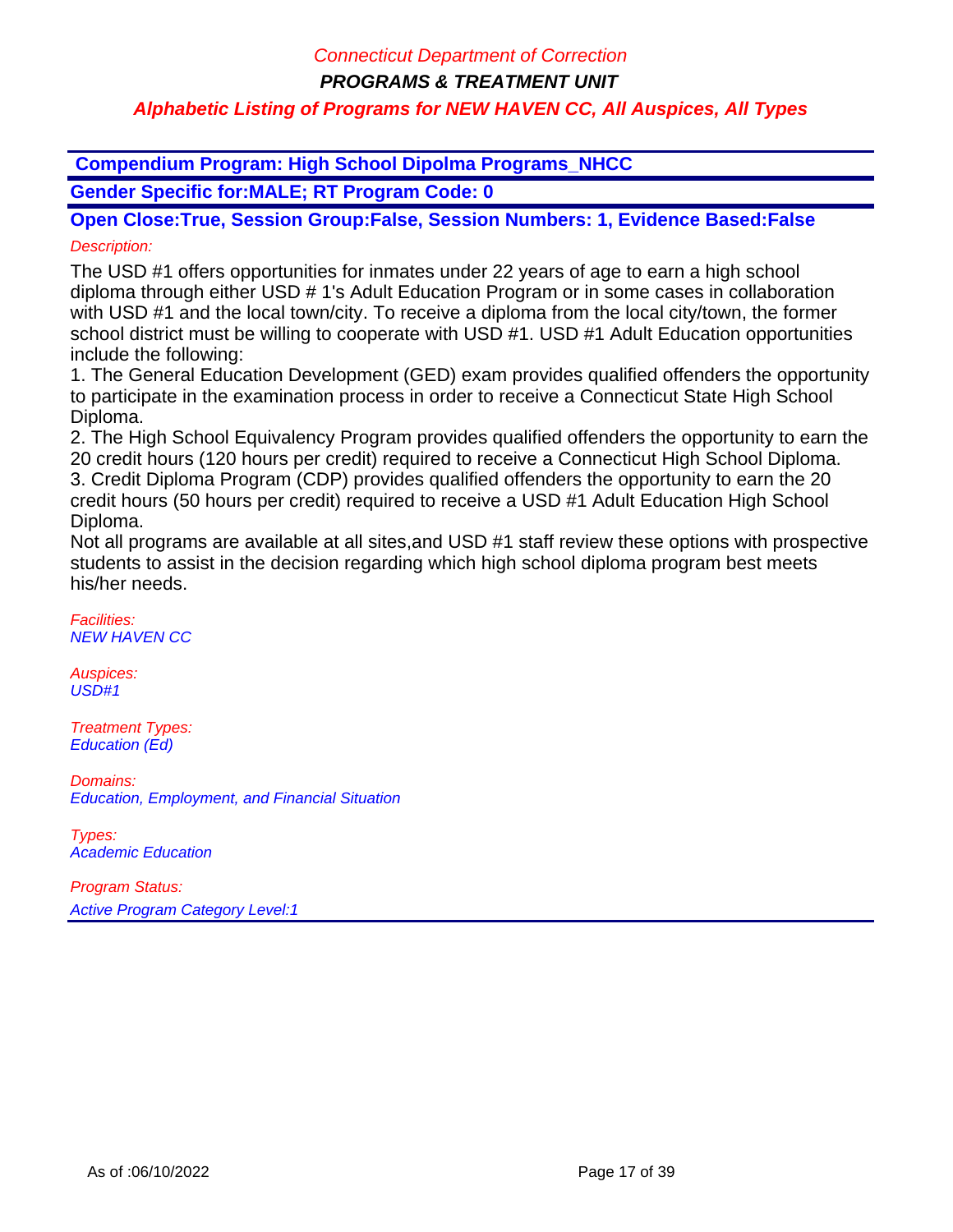Connecticut Department of Correction

**PROGRAMS & TREATMENT UNIT**

***Alphabetic Listing of Programs for NEW HAVEN CC, All Auspices, All Types***

**Compendium Program: High School Dipolma Programs_NHCC**

**Gender Specific for:MALE; RT Program Code: 0**

**Open Close:True, Session Group:False, Session Numbers: 1, Evidence Based:False**

*Description:*

The USD #1 offers opportunities for inmates under 22 years of age to earn a high school diploma through either USD # 1's Adult Education Program or in some cases in collaboration with USD #1 and the local town/city. To receive a diploma from the local city/town, the former school district must be willing to cooperate with USD #1. USD #1 Adult Education opportunities include the following:

1. The General Education Development (GED) exam provides qualified offenders the opportunity to participate in the examination process in order to receive a Connecticut State High School Diploma.
2. The High School Equivalency Program provides qualified offenders the opportunity to earn the 20 credit hours (120 hours per credit) required to receive a Connecticut High School Diploma.
3. Credit Diploma Program (CDP) provides qualified offenders the opportunity to earn the 20 credit hours (50 hours per credit) required to receive a USD #1 Adult Education High School Diploma.

Not all programs are available at all sites,and USD #1 staff review these options with prospective students to assist in the decision regarding which high school diploma program best meets his/her needs.

*Facilities:*
*NEW HAVEN CC*

*Auspices:*
*USD#1*

*Treatment Types:*
*Education (Ed)*

*Domains:*
*Education, Employment, and Financial Situation*

*Types:*
*Academic Education*

*Program Status:*
*Active Program Category Level:1*

As of :06/10/2022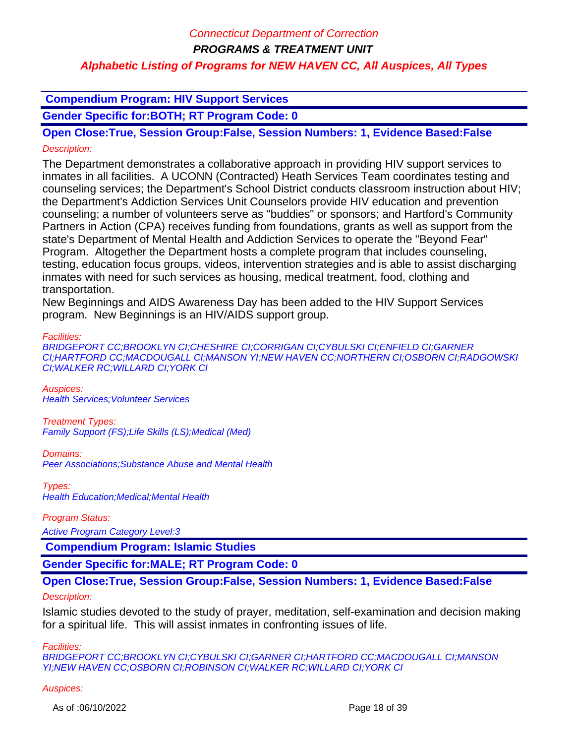## Compendium Program: HIV Support Services

**Gender Specific for:BOTH; RT Program Code: 0**

**Open Close:True, Session Group:False, Session Numbers: 1, Evidence Based:False**

*Description:*

The Department demonstrates a collaborative approach in providing HIV support services to inmates in all facilities. A UCONN (Contracted) Heath Services Team coordinates testing and counseling services; the Department's School District conducts classroom instruction about HIV; the Department's Addiction Services Unit Counselors provide HIV education and prevention counseling; a number of volunteers serve as "buddies" or sponsors; and Hartford's Community Partners in Action (CPA) receives funding from foundations, grants as well as support from the state's Department of Mental Health and Addiction Services to operate the "Beyond Fear" Program. Altogether the Department hosts a complete program that includes counseling, testing, education focus groups, videos, intervention strategies and is able to assist discharging inmates with need for such services as housing, medical treatment, food, clothing and transportation.
New Beginnings and AIDS Awareness Day has been added to the HIV Support Services program. New Beginnings is an HIV/AIDS support group.

*Facilities:*
BRIDGEPORT CC;BROOKLYN CI;CHESHIRE CI;CORRIGAN CI;CYBULSKI CI;ENFIELD CI;GARNER CI;HARTFORD CC;MACDOUGALL CI;MANSON YI;NEW HAVEN CC;NORTHERN CI;OSBORN CI;RADGOWSKI CI;WALKER RC;WILLARD CI;YORK CI

*Auspices:*
Health Services;Volunteer Services

*Treatment Types:*
Family Support (FS);Life Skills (LS);Medical (Med)

*Domains:*
Peer Associations;Substance Abuse and Mental Health

*Types:*
Health Education;Medical;Mental Health

*Program Status:*
Active Program Category Level:3

## Compendium Program: Islamic Studies

**Gender Specific for:MALE; RT Program Code: 0**

**Open Close:True, Session Group:False, Session Numbers: 1, Evidence Based:False**

*Description:*

Islamic studies devoted to the study of prayer, meditation, self-examination and decision making for a spiritual life. This will assist inmates in confronting issues of life.

*Facilities:*
BRIDGEPORT CC;BROOKLYN CI;CYBULSKI CI;GARNER CI;HARTFORD CC;MACDOUGALL CI;MANSON YI;NEW HAVEN CC;OSBORN CI;ROBINSON CI;WALKER RC;WILLARD CI;YORK CI

*Auspices:*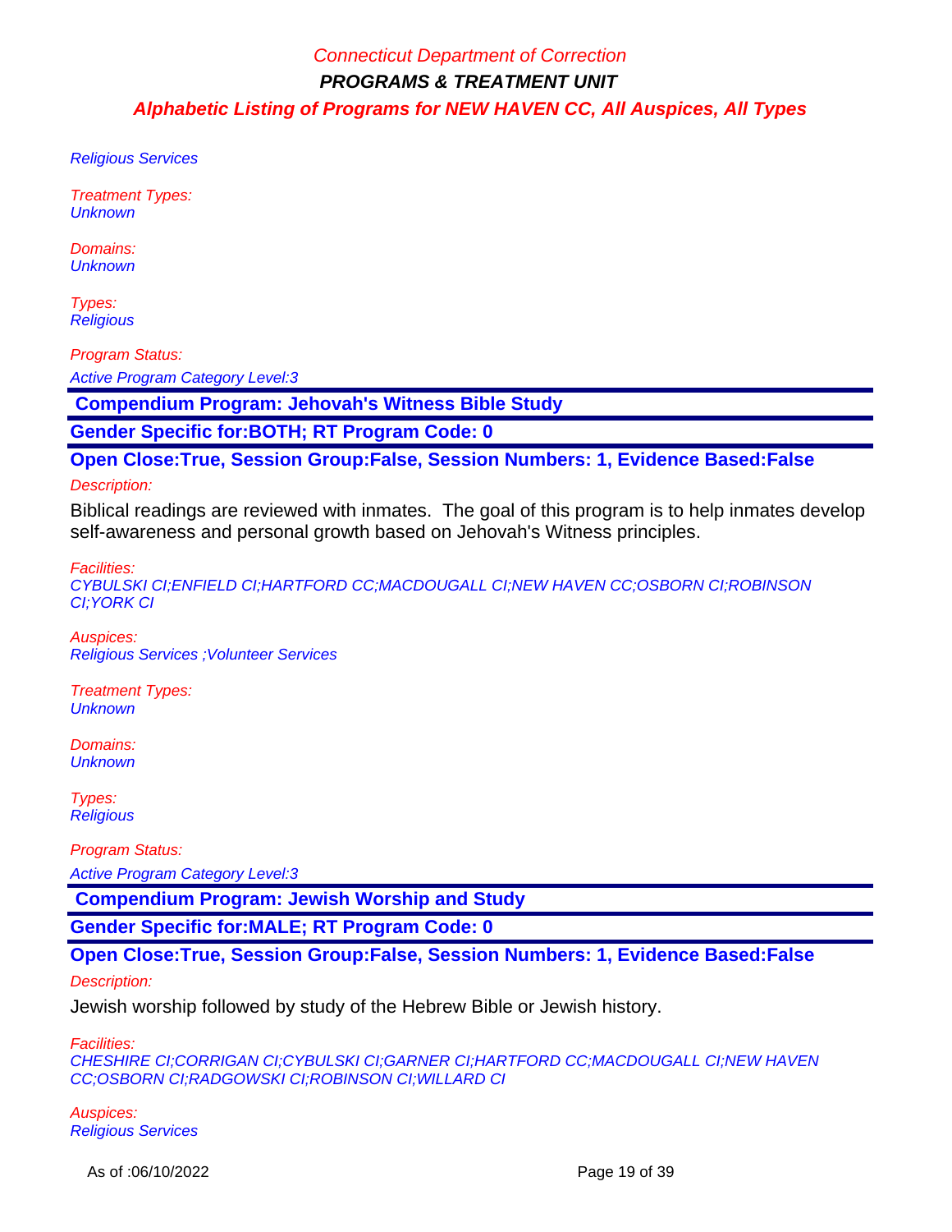Religious Services

*Treatment Types:*
*Unknown*

*Domains:*
*Unknown*

*Types:*
*Religious*

*Program Status:*

*Active Program Category Level:3*

**Compendium Program: Jehovah's Witness Bible Study**

**Gender Specific for:BOTH; RT Program Code: 0**

**Open Close:True, Session Group:False, Session Numbers: 1, Evidence Based:False**

*Description:*

Biblical readings are reviewed with inmates. The goal of this program is to help inmates develop self-awareness and personal growth based on Jehovah's Witness principles.

*Facilities:*
*CYBULSKI CI;ENFIELD CI;HARTFORD CC;MACDOUGALL CI;NEW HAVEN CC;OSBORN CI;ROBINSON CI;YORK CI*

*Auspices:*
*Religious Services ;Volunteer Services*

*Treatment Types:*
*Unknown*

*Domains:*
*Unknown*

*Types:*
*Religious*

*Program Status:*

*Active Program Category Level:3*

**Compendium Program: Jewish Worship and Study**

**Gender Specific for:MALE; RT Program Code: 0**

**Open Close:True, Session Group:False, Session Numbers: 1, Evidence Based:False**

*Description:*

Jewish worship followed by study of the Hebrew Bible or Jewish history.

*Facilities:*
*CHESHIRE CI;CORRIGAN CI;CYBULSKI CI;GARNER CI;HARTFORD CC;MACDOUGALL CI;NEW HAVEN CC;OSBORN CI;RADGOWSKI CI;ROBINSON CI;WILLARD CI*

*Auspices:*
*Religious Services*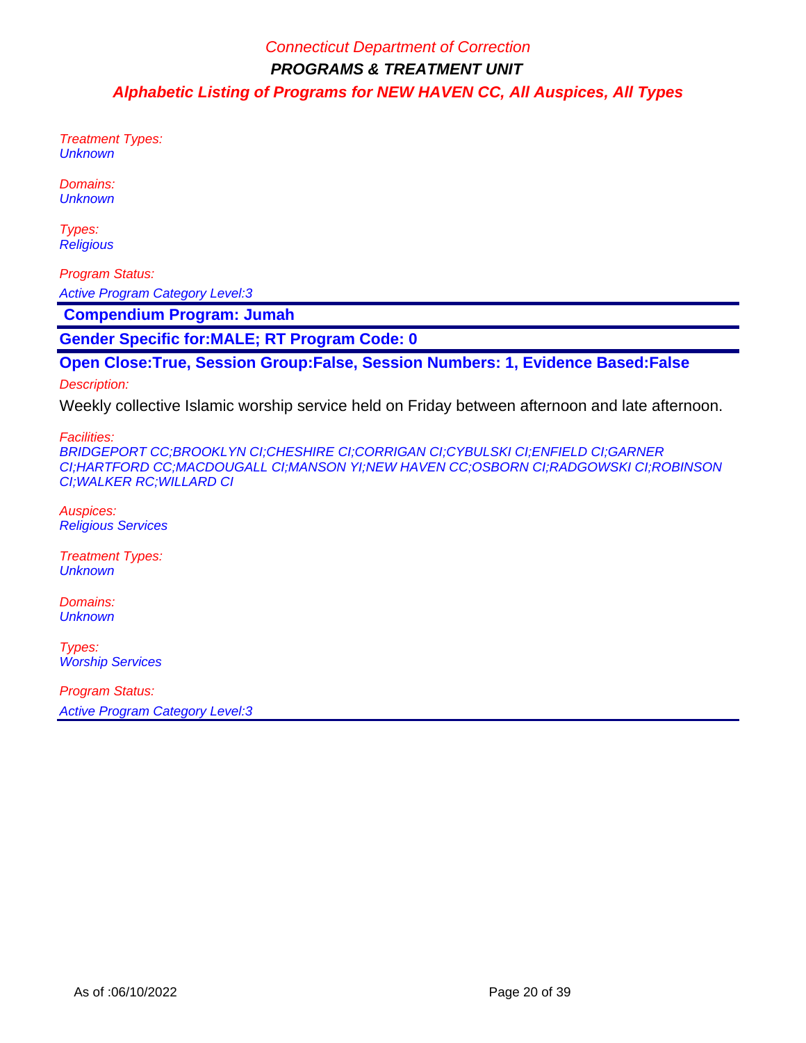Treatment Types:
*Unknown*

Domains:
*Unknown*

Types:
*Religious*

Program Status:

*Active Program Category Level:3*

**Compendium Program: Jumah**

**Gender Specific for:MALE; RT Program Code: 0**

**Open Close:True, Session Group:False, Session Numbers: 1, Evidence Based:False**

Description:

Weekly collective Islamic worship service held on Friday between afternoon and late afternoon.

Facilities:
*BRIDGEPORT CC;BROOKLYN CI;CHESHIRE CI;CORRIGAN CI;CYBULSKI CI;ENFIELD CI;GARNER CI;HARTFORD CC;MACDOUGALL CI;MANSON YI;NEW HAVEN CC;OSBORN CI;RADGOWSKI CI;ROBINSON CI;WALKER RC;WILLARD CI*

Auspices:
*Religious Services*

Treatment Types:
*Unknown*

Domains:
*Unknown*

Types:
*Worship Services*

Program Status:

*Active Program Category Level:3*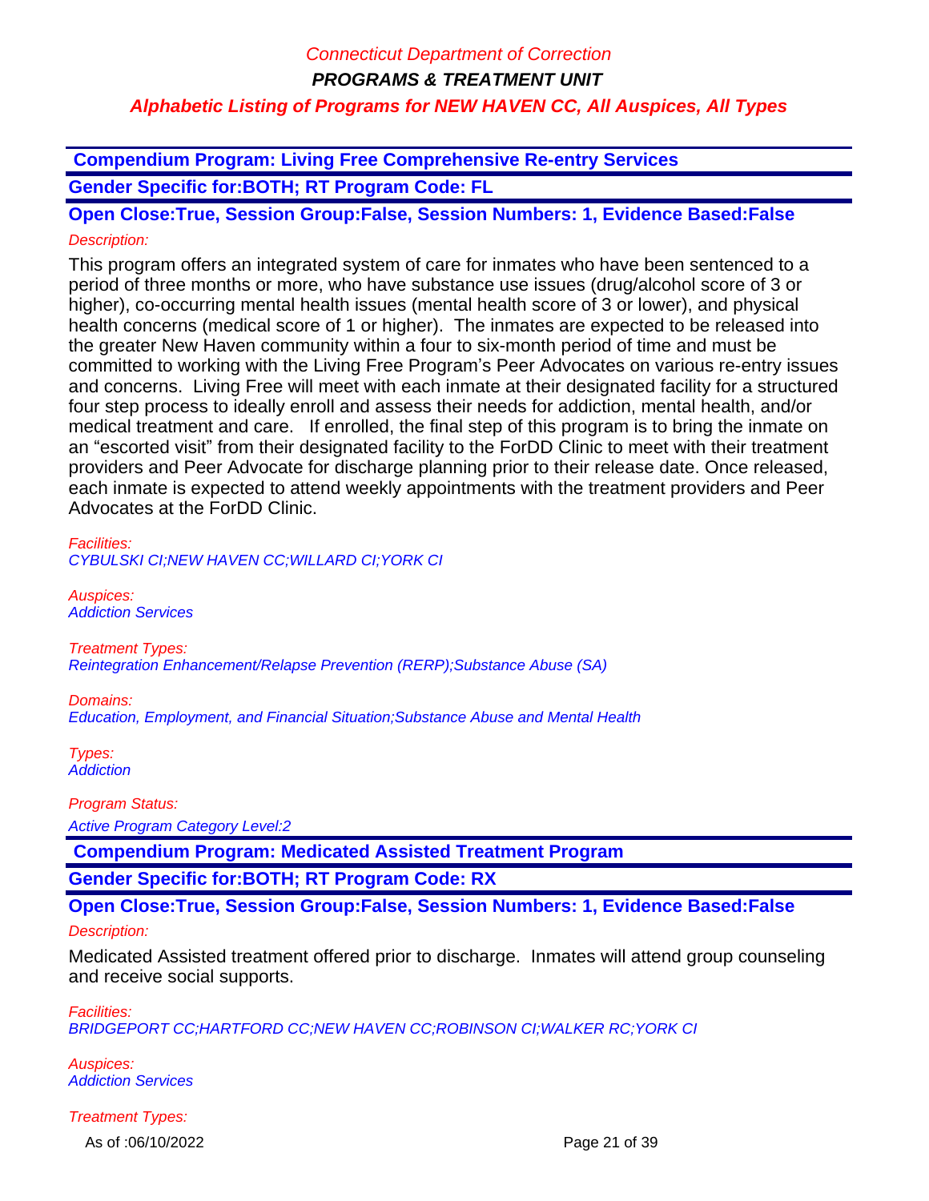Connecticut Department of Correction

**PROGRAMS & TREATMENT UNIT**

**Alphabetic Listing of Programs for NEW HAVEN CC, All Auspices, All Types**

## Compendium Program: Living Free Comprehensive Re-entry Services

**Gender Specific for:BOTH; RT Program Code: FL**

**Open Close:True, Session Group:False, Session Numbers: 1, Evidence Based:False**

*Description:*

This program offers an integrated system of care for inmates who have been sentenced to a period of three months or more, who have substance use issues (drug/alcohol score of 3 or higher), co-occurring mental health issues (mental health score of 3 or lower), and physical health concerns (medical score of 1 or higher). The inmates are expected to be released into the greater New Haven community within a four to six-month period of time and must be committed to working with the Living Free Program's Peer Advocates on various re-entry issues and concerns. Living Free will meet with each inmate at their designated facility for a structured four step process to ideally enroll and assess their needs for addiction, mental health, and/or medical treatment and care. If enrolled, the final step of this program is to bring the inmate on an "escorted visit" from their designated facility to the ForDD Clinic to meet with their treatment providers and Peer Advocate for discharge planning prior to their release date. Once released, each inmate is expected to attend weekly appointments with the treatment providers and Peer Advocates at the ForDD Clinic.

*Facilities:*
*CYBULSKI CI;NEW HAVEN CC;WILLARD CI;YORK CI*

*Auspices:*
*Addiction Services*

*Treatment Types:*
*Reintegration Enhancement/Relapse Prevention (RERP);Substance Abuse (SA)*

*Domains:*
*Education, Employment, and Financial Situation;Substance Abuse and Mental Health*

*Types:*
*Addiction*

*Program Status:*
*Active Program Category Level:2*

## Compendium Program: Medicated Assisted Treatment Program

**Gender Specific for:BOTH; RT Program Code: RX**

**Open Close:True, Session Group:False, Session Numbers: 1, Evidence Based:False**

*Description:*

Medicated Assisted treatment offered prior to discharge. Inmates will attend group counseling and receive social supports.

*Facilities:*
*BRIDGEPORT CC;HARTFORD CC;NEW HAVEN CC;ROBINSON CI;WALKER RC;YORK CI*

*Auspices:*
*Addiction Services*

*Treatment Types:*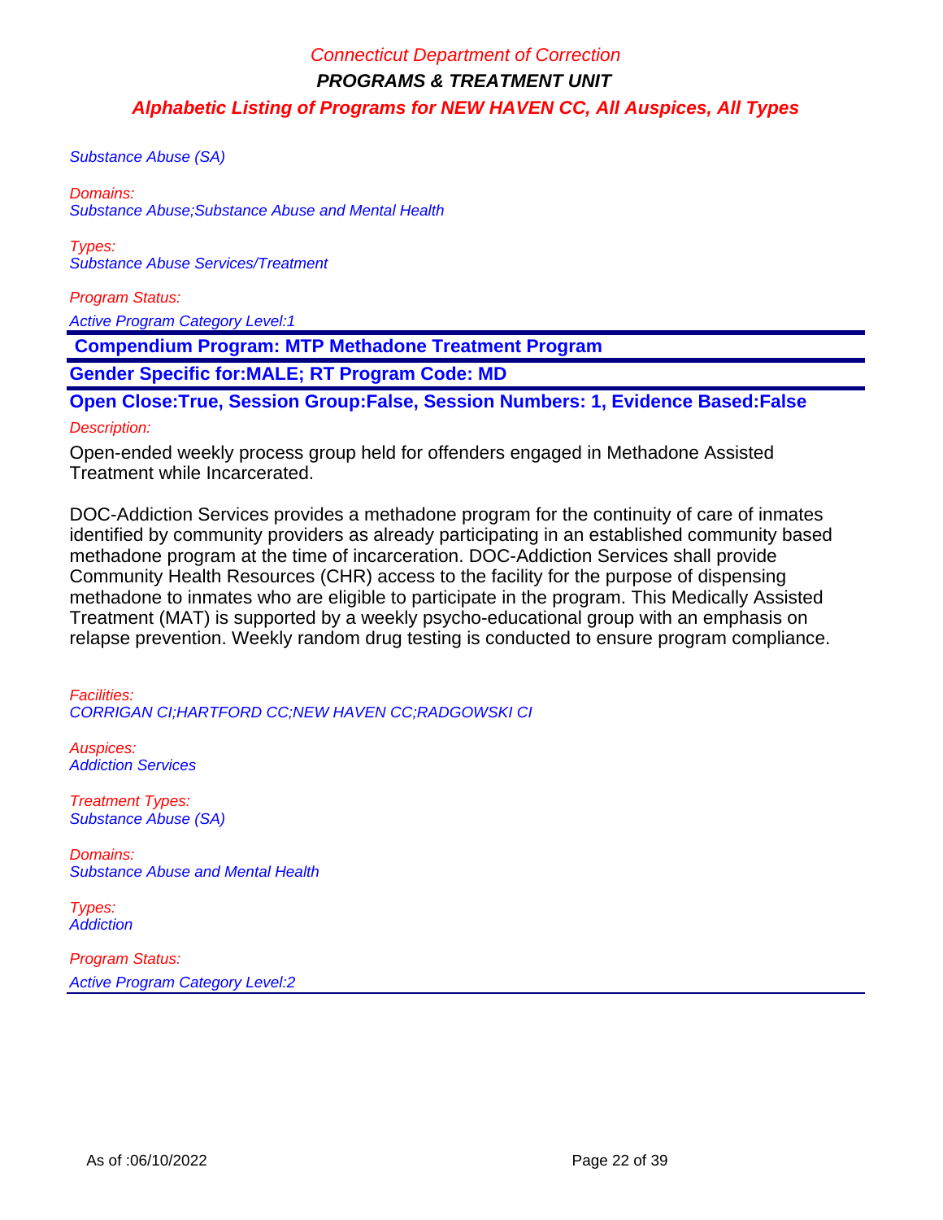Substance Abuse (SA)

*Domains:*
Substance Abuse;Substance Abuse and Mental Health

*Types:*
Substance Abuse Services/Treatment

*Program Status:*

Active Program Category Level:1

**Compendium Program: MTP Methadone Treatment Program**

**Gender Specific for:MALE; RT Program Code: MD**

**Open Close:True, Session Group:False, Session Numbers: 1, Evidence Based:False**

*Description:*

Open-ended weekly process group held for offenders engaged in Methadone Assisted Treatment while Incarcerated.

DOC-Addiction Services provides a methadone program for the continuity of care of inmates identified by community providers as already participating in an established community based methadone program at the time of incarceration. DOC-Addiction Services shall provide Community Health Resources (CHR) access to the facility for the purpose of dispensing methadone to inmates who are eligible to participate in the program. This Medically Assisted Treatment (MAT) is supported by a weekly psycho-educational group with an emphasis on relapse prevention. Weekly random drug testing is conducted to ensure program compliance.

*Facilities:*
CORRIGAN CI;HARTFORD CC;NEW HAVEN CC;RADGOWSKI CI

*Auspices:*
Addiction Services

*Treatment Types:*
Substance Abuse (SA)

*Domains:*
Substance Abuse and Mental Health

*Types:*
Addiction

*Program Status:*

Active Program Category Level:2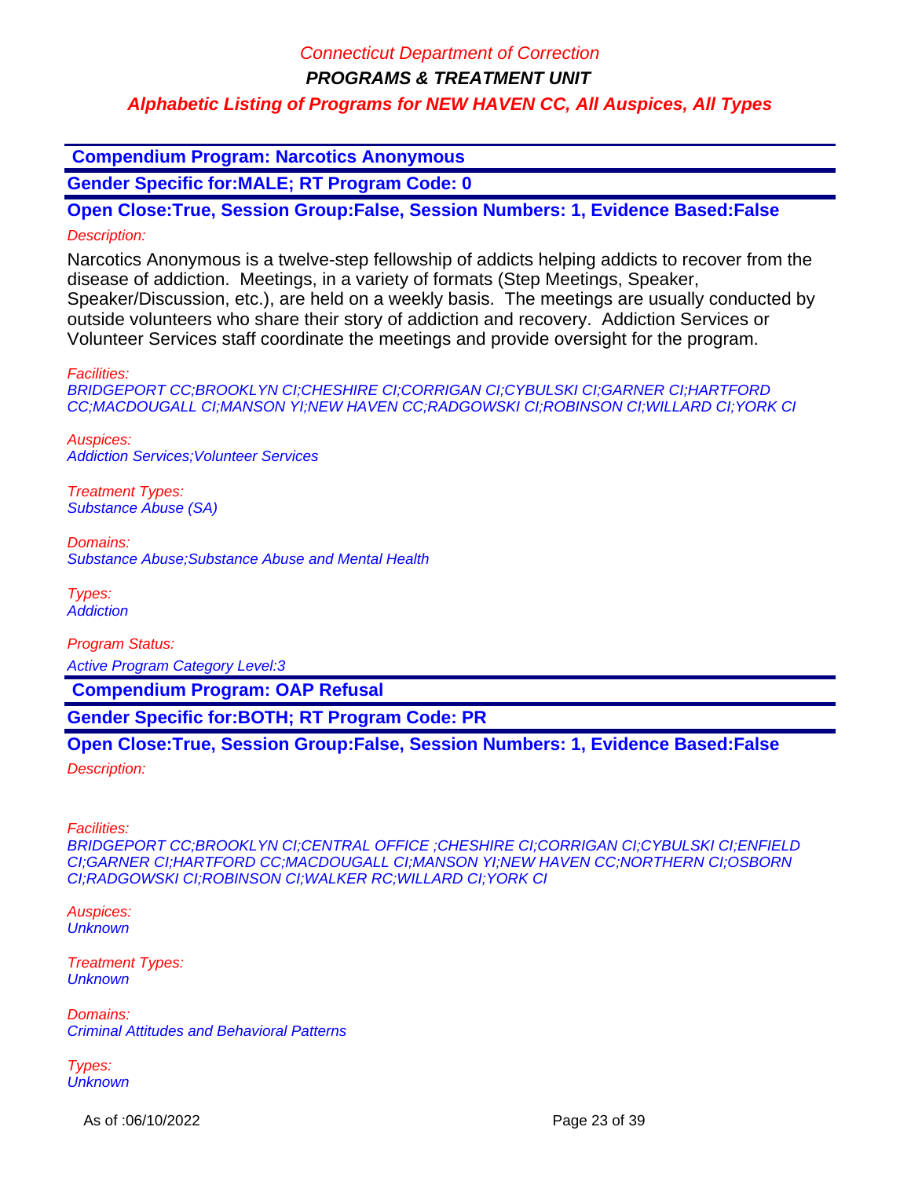Connecticut Department of Correction

**PROGRAMS & TREATMENT UNIT**

***Alphabetic Listing of Programs for NEW HAVEN CC, All Auspices, All Types***

## Compendium Program: Narcotics Anonymous

**Gender Specific for:MALE; RT Program Code: 0**

**Open Close:True, Session Group:False, Session Numbers: 1, Evidence Based:False**

*Description:*

Narcotics Anonymous is a twelve-step fellowship of addicts helping addicts to recover from the disease of addiction. Meetings, in a variety of formats (Step Meetings, Speaker, Speaker/Discussion, etc.), are held on a weekly basis. The meetings are usually conducted by outside volunteers who share their story of addiction and recovery. Addiction Services or Volunteer Services staff coordinate the meetings and provide oversight for the program.

*Facilities:*
*BRIDGEPORT CC;BROOKLYN CI;CHESHIRE CI;CORRIGAN CI;CYBULSKI CI;GARNER CI;HARTFORD CC;MACDOUGALL CI;MANSON YI;NEW HAVEN CC;RADGOWSKI CI;ROBINSON CI;WILLARD CI;YORK CI*

*Auspices:*
*Addiction Services;Volunteer Services*

*Treatment Types:*
*Substance Abuse (SA)*

*Domains:*
*Substance Abuse;Substance Abuse and Mental Health*

*Types:*
*Addiction*

*Program Status:*

*Active Program Category Level:3*

## Compendium Program: OAP Refusal

**Gender Specific for:BOTH; RT Program Code: PR**

**Open Close:True, Session Group:False, Session Numbers: 1, Evidence Based:False**

*Description:*

*Facilities:*
*BRIDGEPORT CC;BROOKLYN CI;CENTRAL OFFICE ;CHESHIRE CI;CORRIGAN CI;CYBULSKI CI;ENFIELD CI;GARNER CI;HARTFORD CC;MACDOUGALL CI;MANSON YI;NEW HAVEN CC;NORTHERN CI;OSBORN CI;RADGOWSKI CI;ROBINSON CI;WALKER RC;WILLARD CI;YORK CI*

*Auspices:*
*Unknown*

*Treatment Types:*
*Unknown*

*Domains:*
*Criminal Attitudes and Behavioral Patterns*

*Types:*
*Unknown*

As of :06/10/2022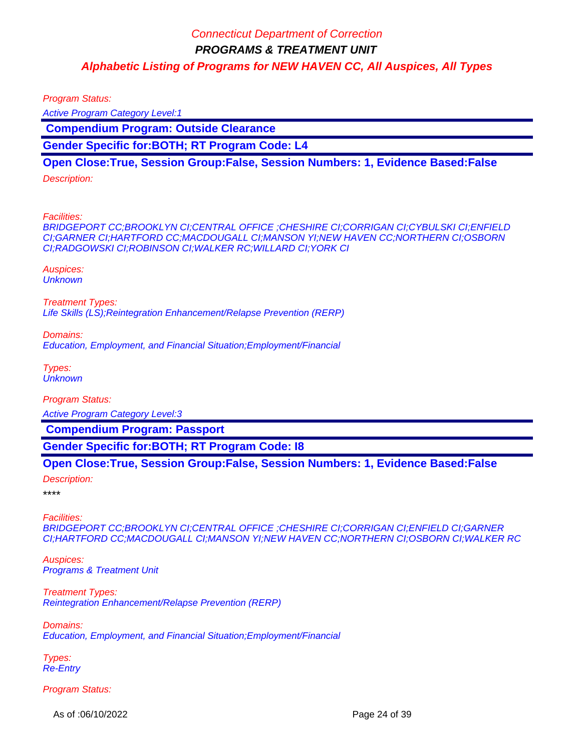Program Status:

Active Program Category Level:1

**Compendium Program: Outside Clearance**

**Gender Specific for:BOTH; RT Program Code: L4**

**Open Close:True, Session Group:False, Session Numbers: 1, Evidence Based:False**

Description:

Facilities:
BRIDGEPORT CC;BROOKLYN CI;CENTRAL OFFICE ;CHESHIRE CI;CORRIGAN CI;CYBULSKI CI;ENFIELD CI;GARNER CI;HARTFORD CC;MACDOUGALL CI;MANSON YI;NEW HAVEN CC;NORTHERN CI;OSBORN CI;RADGOWSKI CI;ROBINSON CI;WALKER RC;WILLARD CI;YORK CI

Auspices:
Unknown

Treatment Types:
Life Skills (LS);Reintegration Enhancement/Relapse Prevention (RERP)

Domains:
Education, Employment, and Financial Situation;Employment/Financial

Types:
Unknown

Program Status:

Active Program Category Level:3

**Compendium Program: Passport**

**Gender Specific for:BOTH; RT Program Code: I8**

**Open Close:True, Session Group:False, Session Numbers: 1, Evidence Based:False**

Description:

****

Facilities:
BRIDGEPORT CC;BROOKLYN CI;CENTRAL OFFICE ;CHESHIRE CI;CORRIGAN CI;ENFIELD CI;GARNER CI;HARTFORD CC;MACDOUGALL CI;MANSON YI;NEW HAVEN CC;NORTHERN CI;OSBORN CI;WALKER RC

Auspices:
Programs & Treatment Unit

Treatment Types:
Reintegration Enhancement/Relapse Prevention (RERP)

Domains:
Education, Employment, and Financial Situation;Employment/Financial

Types:
Re-Entry

Program Status: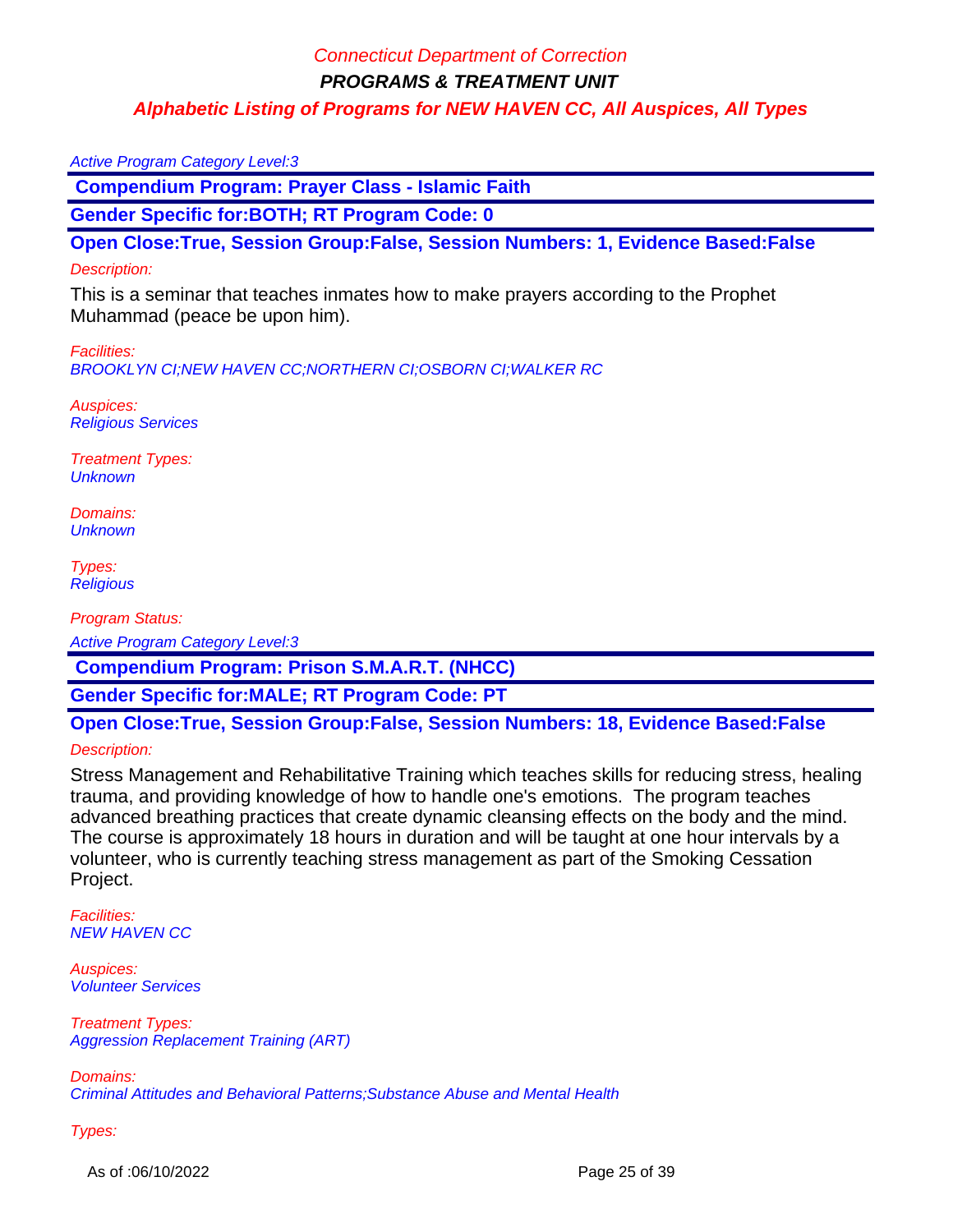Active Program Category Level:3

**Compendium Program: Prayer Class - Islamic Faith**

**Gender Specific for:BOTH; RT Program Code: 0**

**Open Close:True, Session Group:False, Session Numbers: 1, Evidence Based:False**

*Description:*

This is a seminar that teaches inmates how to make prayers according to the Prophet Muhammad (peace be upon him).

*Facilities:*
BROOKLYN CI;NEW HAVEN CC;NORTHERN CI;OSBORN CI;WALKER RC

*Auspices:*
Religious Services

*Treatment Types:*
Unknown

*Domains:*
Unknown

*Types:*
Religious

*Program Status:*
Active Program Category Level:3

**Compendium Program: Prison S.M.A.R.T. (NHCC)**

**Gender Specific for:MALE; RT Program Code: PT**

**Open Close:True, Session Group:False, Session Numbers: 18, Evidence Based:False**

*Description:*

Stress Management and Rehabilitative Training which teaches skills for reducing stress, healing trauma, and providing knowledge of how to handle one's emotions. The program teaches advanced breathing practices that create dynamic cleansing effects on the body and the mind. The course is approximately 18 hours in duration and will be taught at one hour intervals by a volunteer, who is currently teaching stress management as part of the Smoking Cessation Project.

*Facilities:*
NEW HAVEN CC

*Auspices:*
Volunteer Services

*Treatment Types:*
Aggression Replacement Training (ART)

*Domains:*
Criminal Attitudes and Behavioral Patterns;Substance Abuse and Mental Health

*Types:*

As of :06/10/2022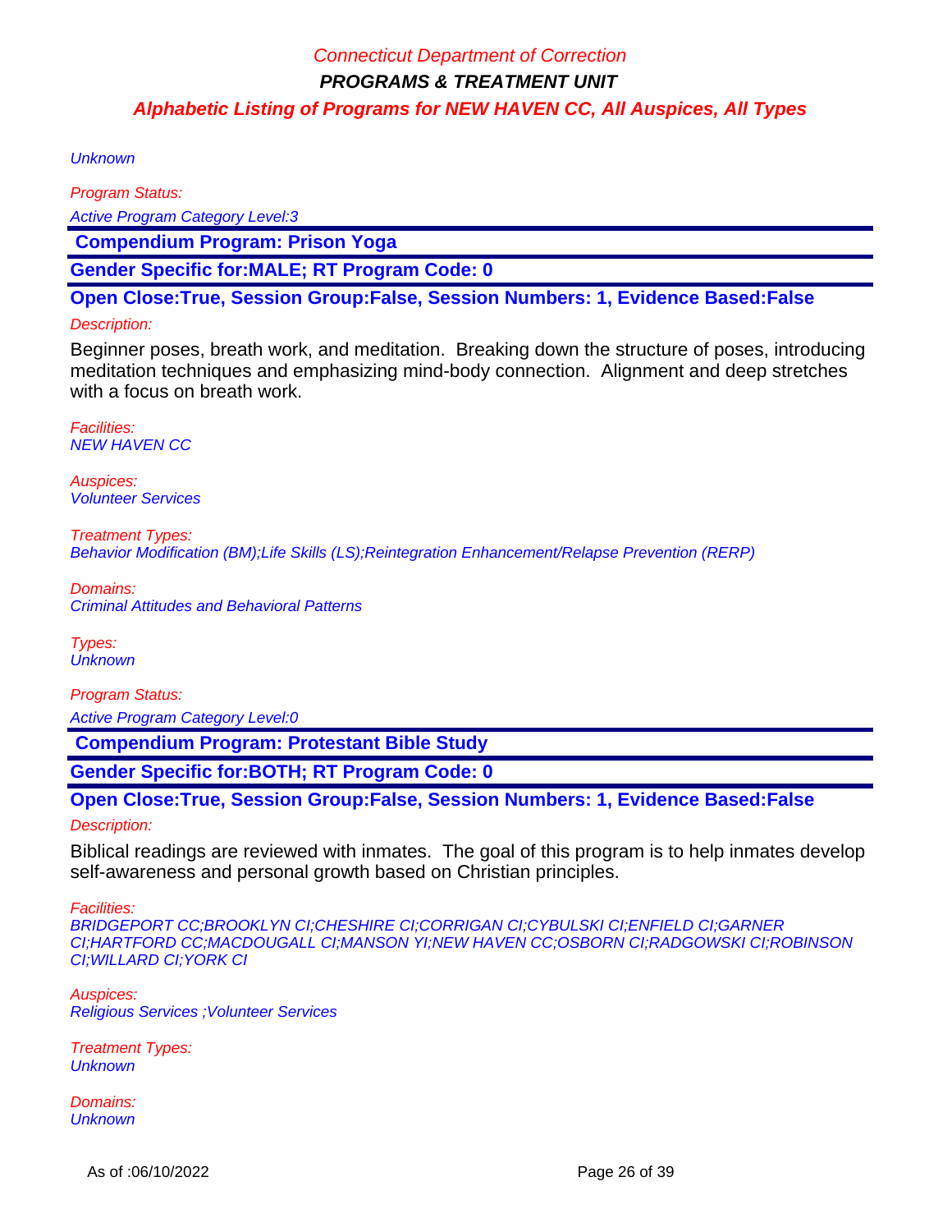Unknown

Program Status:

Active Program Category Level:3

**Compendium Program: Prison Yoga**

**Gender Specific for:MALE; RT Program Code: 0**

**Open Close:True, Session Group:False, Session Numbers: 1, Evidence Based:False**

Description:

Beginner poses, breath work, and meditation. Breaking down the structure of poses, introducing meditation techniques and emphasizing mind-body connection. Alignment and deep stretches with a focus on breath work.

Facilities:
NEW HAVEN CC

Auspices:
Volunteer Services

Treatment Types:
Behavior Modification (BM);Life Skills (LS);Reintegration Enhancement/Relapse Prevention (RERP)

Domains:
Criminal Attitudes and Behavioral Patterns

Types:
Unknown

Program Status:

Active Program Category Level:0

**Compendium Program: Protestant Bible Study**

**Gender Specific for:BOTH; RT Program Code: 0**

**Open Close:True, Session Group:False, Session Numbers: 1, Evidence Based:False**

Description:

Biblical readings are reviewed with inmates. The goal of this program is to help inmates develop self-awareness and personal growth based on Christian principles.

Facilities:
BRIDGEPORT CC;BROOKLYN CI;CHESHIRE CI;CORRIGAN CI;CYBULSKI CI;ENFIELD CI;GARNER CI;HARTFORD CC;MACDOUGALL CI;MANSON YI;NEW HAVEN CC;OSBORN CI;RADGOWSKI CI;ROBINSON CI;WILLARD CI;YORK CI

Auspices:
Religious Services ;Volunteer Services

Treatment Types:
Unknown

Domains:
Unknown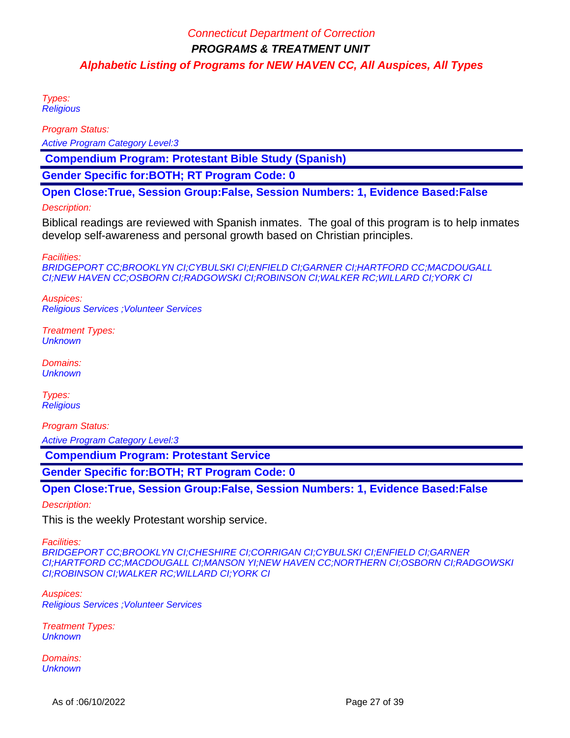Types:
Religious

Program Status:

Active Program Category Level:3

**Compendium Program: Protestant Bible Study (Spanish)**

**Gender Specific for:BOTH; RT Program Code: 0**

**Open Close:True, Session Group:False, Session Numbers: 1, Evidence Based:False**

Description:

Biblical readings are reviewed with Spanish inmates. The goal of this program is to help inmates develop self-awareness and personal growth based on Christian principles.

Facilities:
BRIDGEPORT CC;BROOKLYN CI;CYBULSKI CI;ENFIELD CI;GARNER CI;HARTFORD CC;MACDOUGALL CI;NEW HAVEN CC;OSBORN CI;RADGOWSKI CI;ROBINSON CI;WALKER RC;WILLARD CI;YORK CI

Auspices:
Religious Services ;Volunteer Services

Treatment Types:
Unknown

Domains:
Unknown

Types:
Religious

Program Status:

Active Program Category Level:3

**Compendium Program: Protestant Service**

**Gender Specific for:BOTH; RT Program Code: 0**

**Open Close:True, Session Group:False, Session Numbers: 1, Evidence Based:False**

Description:

This is the weekly Protestant worship service.

Facilities:
BRIDGEPORT CC;BROOKLYN CI;CHESHIRE CI;CORRIGAN CI;CYBULSKI CI;ENFIELD CI;GARNER CI;HARTFORD CC;MACDOUGALL CI;MANSON YI;NEW HAVEN CC;NORTHERN CI;OSBORN CI;RADGOWSKI CI;ROBINSON CI;WALKER RC;WILLARD CI;YORK CI

Auspices:
Religious Services ;Volunteer Services

Treatment Types:
Unknown

Domains:
Unknown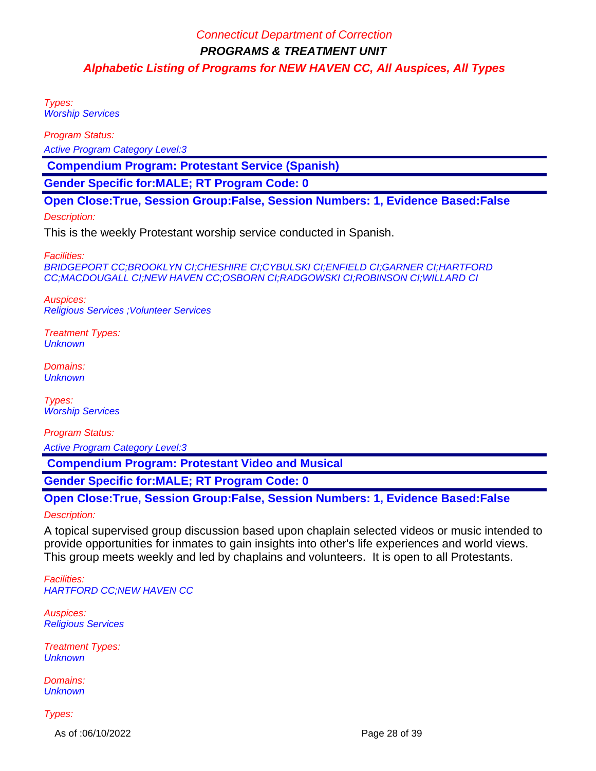Types:
Worship Services

Program Status:

Active Program Category Level:3

**Compendium Program: Protestant Service (Spanish)**

**Gender Specific for:MALE; RT Program Code: 0**

**Open Close:True, Session Group:False, Session Numbers: 1, Evidence Based:False**

Description:

This is the weekly Protestant worship service conducted in Spanish.

Facilities:
BRIDGEPORT CC;BROOKLYN CI;CHESHIRE CI;CYBULSKI CI;ENFIELD CI;GARNER CI;HARTFORD CC;MACDOUGALL CI;NEW HAVEN CC;OSBORN CI;RADGOWSKI CI;ROBINSON CI;WILLARD CI

Auspices:
Religious Services ;Volunteer Services

Treatment Types:
Unknown

Domains:
Unknown

Types:
Worship Services

Program Status:

Active Program Category Level:3

**Compendium Program: Protestant Video and Musical**

**Gender Specific for:MALE; RT Program Code: 0**

**Open Close:True, Session Group:False, Session Numbers: 1, Evidence Based:False**

Description:

A topical supervised group discussion based upon chaplain selected videos or music intended to provide opportunities for inmates to gain insights into other's life experiences and world views. This group meets weekly and led by chaplains and volunteers.  It is open to all Protestants.

Facilities:
HARTFORD CC;NEW HAVEN CC

Auspices:
Religious Services

Treatment Types:
Unknown

Domains:
Unknown

Types: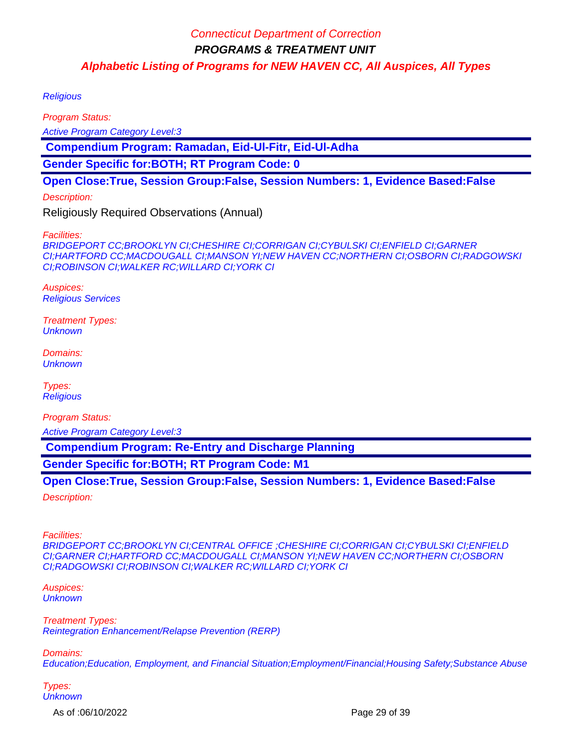Religious

*Program Status:*

*Active Program Category Level:3*

**Compendium Program: Ramadan, Eid-Ul-Fitr, Eid-Ul-Adha**

**Gender Specific for:BOTH; RT Program Code: 0**

**Open Close:True, Session Group:False, Session Numbers: 1, Evidence Based:False**

*Description:*

Religiously Required Observations (Annual)

*Facilities:*
BRIDGEPORT CC;BROOKLYN CI;CHESHIRE CI;CORRIGAN CI;CYBULSKI CI;ENFIELD CI;GARNER CI;HARTFORD CC;MACDOUGALL CI;MANSON YI;NEW HAVEN CC;NORTHERN CI;OSBORN CI;RADGOWSKI CI;ROBINSON CI;WALKER RC;WILLARD CI;YORK CI

*Auspices:*
Religious Services

*Treatment Types:*
Unknown

*Domains:*
Unknown

*Types:*
Religious

*Program Status:*

*Active Program Category Level:3*

**Compendium Program: Re-Entry and Discharge Planning**

**Gender Specific for:BOTH; RT Program Code: M1**

**Open Close:True, Session Group:False, Session Numbers: 1, Evidence Based:False**

*Description:*

*Facilities:*
BRIDGEPORT CC;BROOKLYN CI;CENTRAL OFFICE ;CHESHIRE CI;CORRIGAN CI;CYBULSKI CI;ENFIELD CI;GARNER CI;HARTFORD CC;MACDOUGALL CI;MANSON YI;NEW HAVEN CC;NORTHERN CI;OSBORN CI;RADGOWSKI CI;ROBINSON CI;WALKER RC;WILLARD CI;YORK CI

*Auspices:*
Unknown

*Treatment Types:*
Reintegration Enhancement/Relapse Prevention (RERP)

*Domains:*
Education;Education, Employment, and Financial Situation;Employment/Financial;Housing Safety;Substance Abuse

*Types:*
Unknown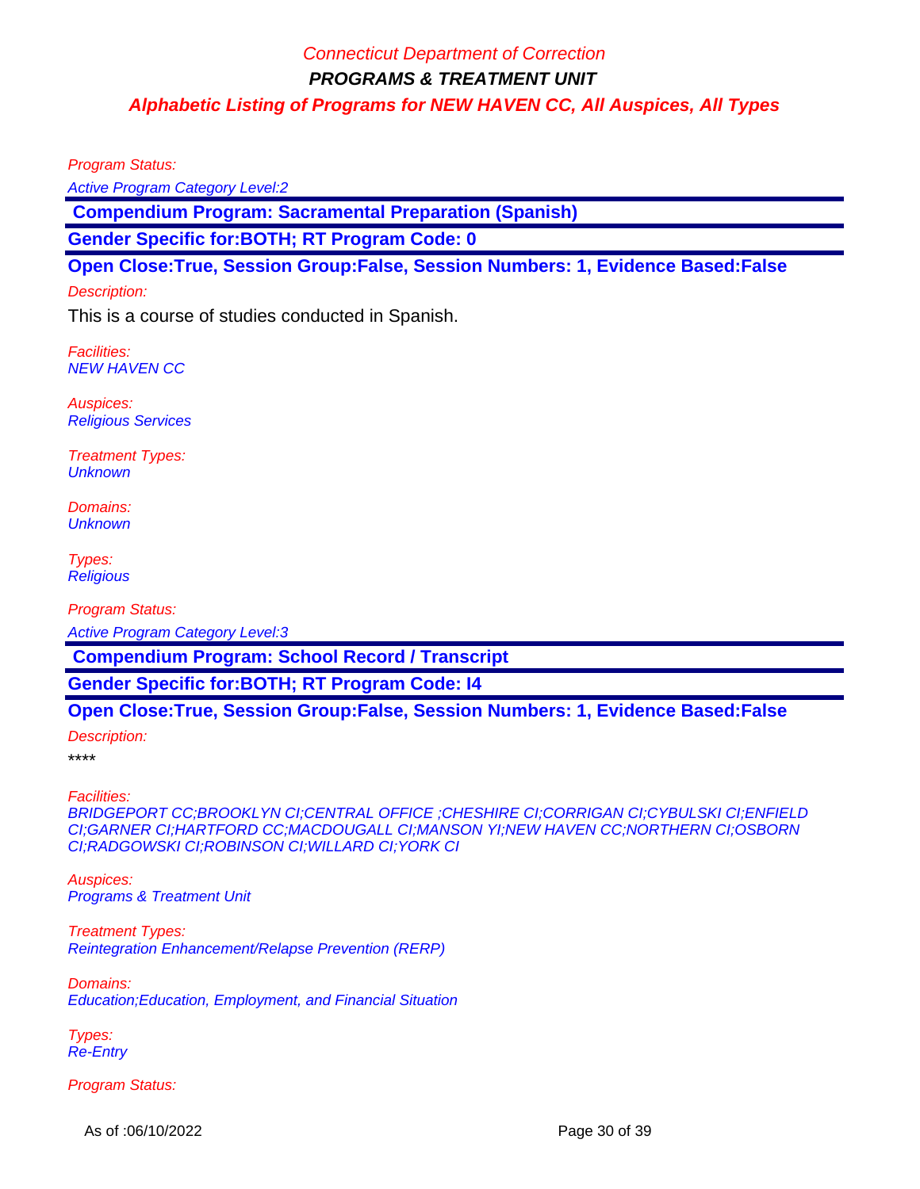Program Status:

*Active Program Category Level:2*

**Compendium Program: Sacramental Preparation (Spanish)**

**Gender Specific for:BOTH; RT Program Code: 0**

**Open Close:True, Session Group:False, Session Numbers: 1, Evidence Based:False**

Description:

This is a course of studies conducted in Spanish.

Facilities:
*NEW HAVEN CC*

Auspices:
*Religious Services*

Treatment Types:
*Unknown*

Domains:
*Unknown*

Types:
*Religious*

Program Status:

*Active Program Category Level:3*

**Compendium Program: School Record / Transcript**

**Gender Specific for:BOTH; RT Program Code: I4**

**Open Close:True, Session Group:False, Session Numbers: 1, Evidence Based:False**

Description:

****

Facilities:
*BRIDGEPORT CC;BROOKLYN CI;CENTRAL OFFICE ;CHESHIRE CI;CORRIGAN CI;CYBULSKI CI;ENFIELD CI;GARNER CI;HARTFORD CC;MACDOUGALL CI;MANSON YI;NEW HAVEN CC;NORTHERN CI;OSBORN CI;RADGOWSKI CI;ROBINSON CI;WILLARD CI;YORK CI*

Auspices:
*Programs & Treatment Unit*

Treatment Types:
*Reintegration Enhancement/Relapse Prevention (RERP)*

Domains:
*Education;Education, Employment, and Financial Situation*

Types:
*Re-Entry*

Program Status: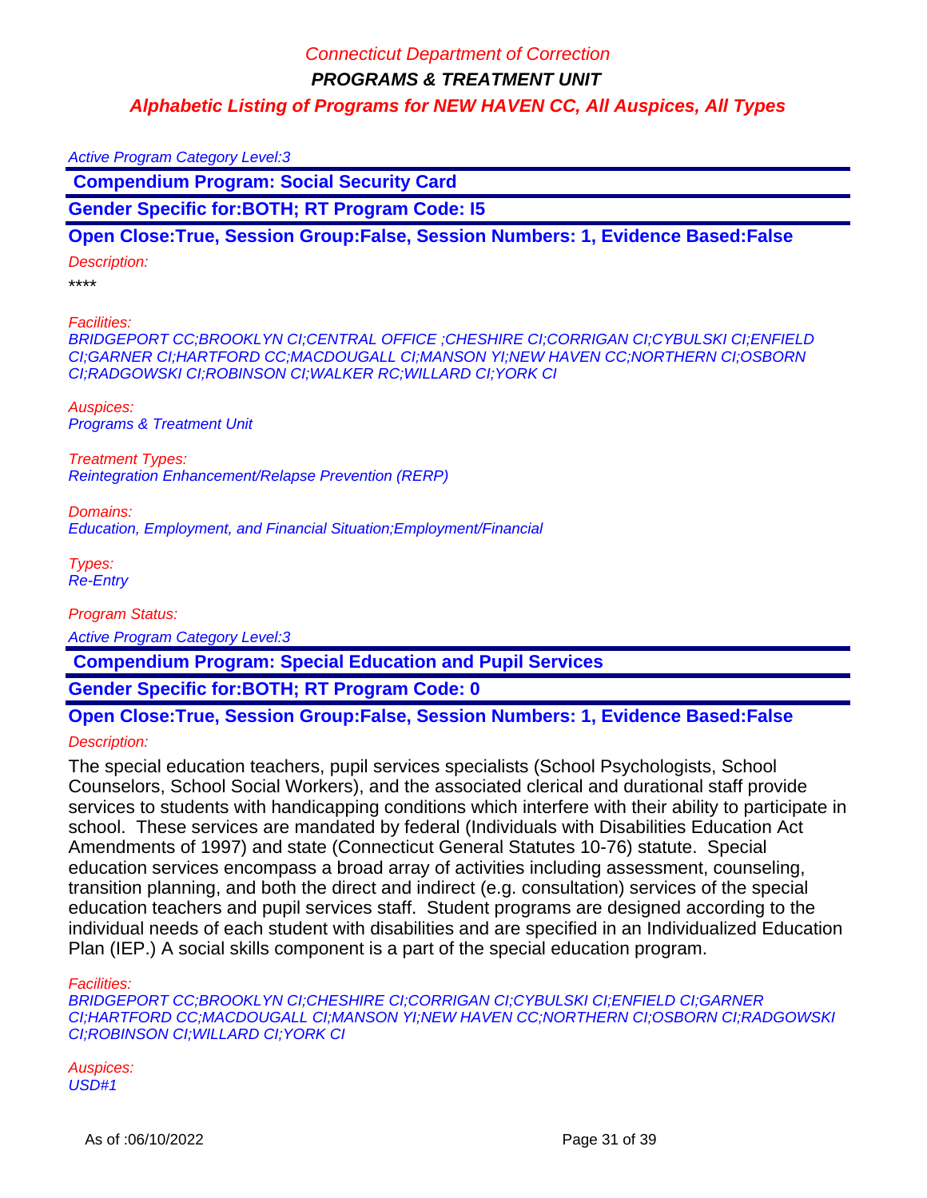Active Program Category Level:3

**Compendium Program: Social Security Card**

**Gender Specific for:BOTH; RT Program Code: I5**

**Open Close:True, Session Group:False, Session Numbers: 1, Evidence Based:False**

*Description:*

****

*Facilities:*
*BRIDGEPORT CC;BROOKLYN CI;CENTRAL OFFICE ;CHESHIRE CI;CORRIGAN CI;CYBULSKI CI;ENFIELD CI;GARNER CI;HARTFORD CC;MACDOUGALL CI;MANSON YI;NEW HAVEN CC;NORTHERN CI;OSBORN CI;RADGOWSKI CI;ROBINSON CI;WALKER RC;WILLARD CI;YORK CI*

*Auspices:*
*Programs & Treatment Unit*

*Treatment Types:*
*Reintegration Enhancement/Relapse Prevention (RERP)*

*Domains:*
*Education, Employment, and Financial Situation;Employment/Financial*

*Types:*
*Re-Entry*

*Program Status:*

Active Program Category Level:3

**Compendium Program: Special Education and Pupil Services**

**Gender Specific for:BOTH; RT Program Code: 0**

**Open Close:True, Session Group:False, Session Numbers: 1, Evidence Based:False**

*Description:*

The special education teachers, pupil services specialists (School Psychologists, School Counselors, School Social Workers), and the associated clerical and durational staff provide services to students with handicapping conditions which interfere with their ability to participate in school. These services are mandated by federal (Individuals with Disabilities Education Act Amendments of 1997) and state (Connecticut General Statutes 10-76) statute. Special education services encompass a broad array of activities including assessment, counseling, transition planning, and both the direct and indirect (e.g. consultation) services of the special education teachers and pupil services staff. Student programs are designed according to the individual needs of each student with disabilities and are specified in an Individualized Education Plan (IEP.) A social skills component is a part of the special education program.

*Facilities:*
*BRIDGEPORT CC;BROOKLYN CI;CHESHIRE CI;CORRIGAN CI;CYBULSKI CI;ENFIELD CI;GARNER CI;HARTFORD CC;MACDOUGALL CI;MANSON YI;NEW HAVEN CC;NORTHERN CI;OSBORN CI;RADGOWSKI CI;ROBINSON CI;WILLARD CI;YORK CI*

*Auspices:*
*USD#1*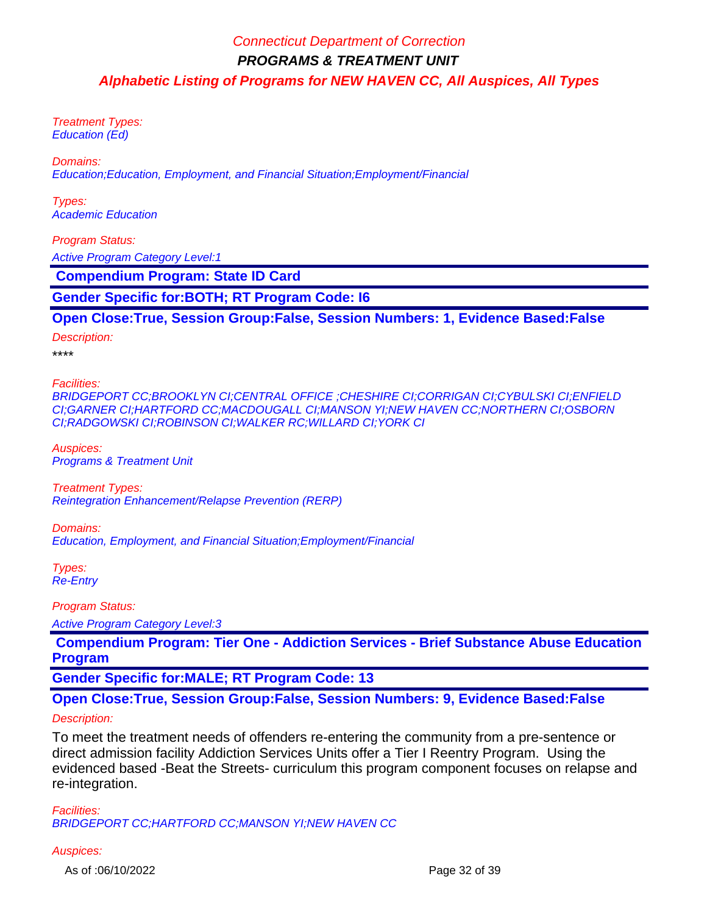Treatment Types:
Education (Ed)

Domains:
Education;Education, Employment, and Financial Situation;Employment/Financial

Types:
Academic Education

Program Status:

Active Program Category Level:1

**Compendium Program: State ID Card**

**Gender Specific for:BOTH; RT Program Code: I6**

**Open Close:True, Session Group:False, Session Numbers: 1, Evidence Based:False**

Description:

****

Facilities:
BRIDGEPORT CC;BROOKLYN CI;CENTRAL OFFICE ;CHESHIRE CI;CORRIGAN CI;CYBULSKI CI;ENFIELD CI;GARNER CI;HARTFORD CC;MACDOUGALL CI;MANSON YI;NEW HAVEN CC;NORTHERN CI;OSBORN CI;RADGOWSKI CI;ROBINSON CI;WALKER RC;WILLARD CI;YORK CI

Auspices:
Programs & Treatment Unit

Treatment Types:
Reintegration Enhancement/Relapse Prevention (RERP)

Domains:
Education, Employment, and Financial Situation;Employment/Financial

Types:
Re-Entry

Program Status:

Active Program Category Level:3

**Compendium Program: Tier One - Addiction Services - Brief Substance Abuse Education Program**

**Gender Specific for:MALE; RT Program Code: 13**

**Open Close:True, Session Group:False, Session Numbers: 9, Evidence Based:False**

Description:

To meet the treatment needs of offenders re-entering the community from a pre-sentence or direct admission facility Addiction Services Units offer a Tier I Reentry Program. Using the evidenced based -Beat the Streets- curriculum this program component focuses on relapse and re-integration.

Facilities:
BRIDGEPORT CC;HARTFORD CC;MANSON YI;NEW HAVEN CC

Auspices: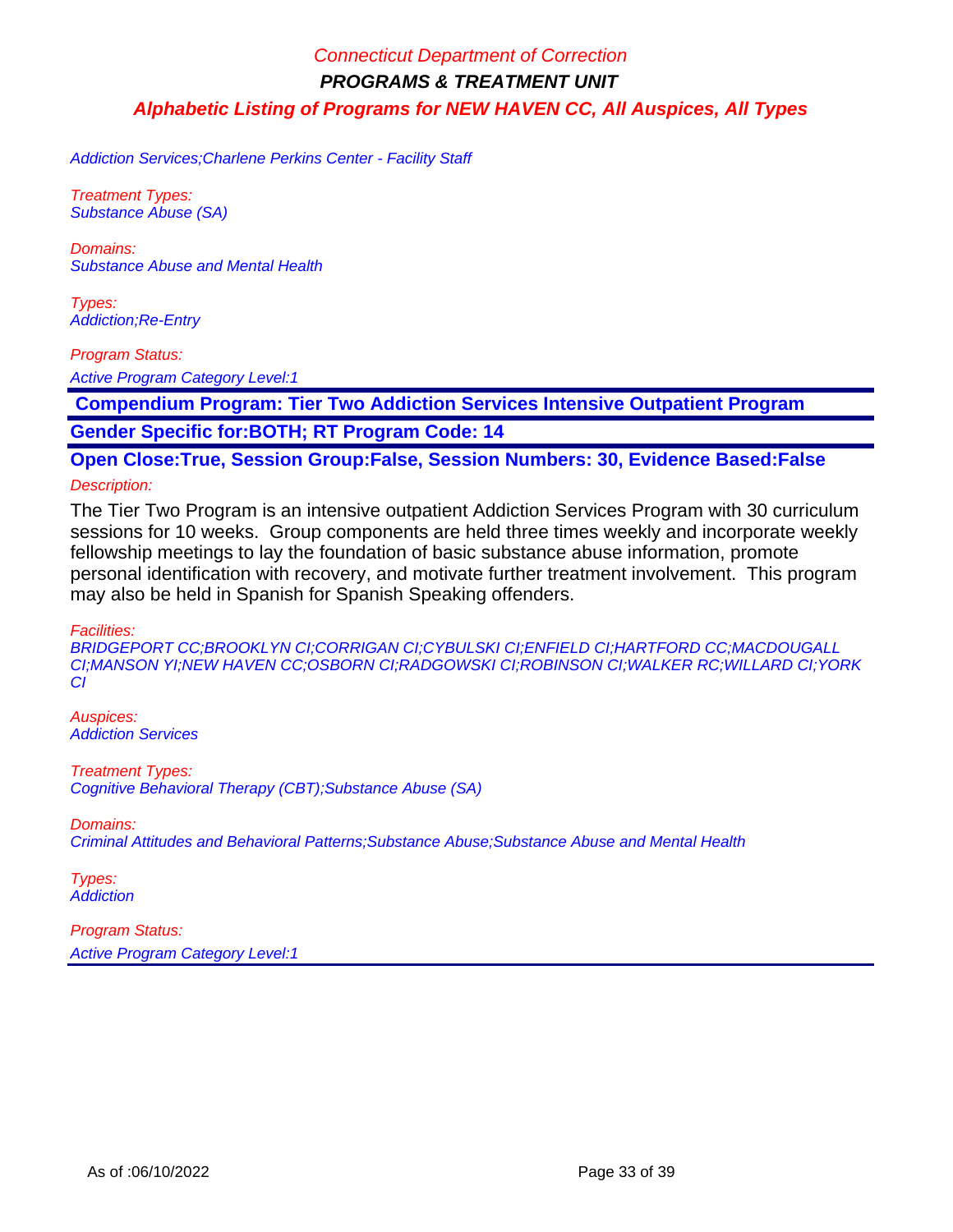Addiction Services;Charlene Perkins Center - Facility Staff

*Treatment Types:*
Substance Abuse (SA)

*Domains:*
Substance Abuse and Mental Health

*Types:*
Addiction;Re-Entry

*Program Status:*
Active Program Category Level:1

## Compendium Program: Tier Two Addiction Services Intensive Outpatient Program

**Gender Specific for:BOTH; RT Program Code: 14**

**Open Close:True, Session Group:False, Session Numbers: 30, Evidence Based:False**

*Description:*

The Tier Two Program is an intensive outpatient Addiction Services Program with 30 curriculum sessions for 10 weeks. Group components are held three times weekly and incorporate weekly fellowship meetings to lay the foundation of basic substance abuse information, promote personal identification with recovery, and motivate further treatment involvement. This program may also be held in Spanish for Spanish Speaking offenders.

*Facilities:*
BRIDGEPORT CC;BROOKLYN CI;CORRIGAN CI;CYBULSKI CI;ENFIELD CI;HARTFORD CC;MACDOUGALL CI;MANSON YI;NEW HAVEN CC;OSBORN CI;RADGOWSKI CI;ROBINSON CI;WALKER RC;WILLARD CI;YORK CI

*Auspices:*
Addiction Services

*Treatment Types:*
Cognitive Behavioral Therapy (CBT);Substance Abuse (SA)

*Domains:*
Criminal Attitudes and Behavioral Patterns;Substance Abuse;Substance Abuse and Mental Health

*Types:*
Addiction

*Program Status:*
Active Program Category Level:1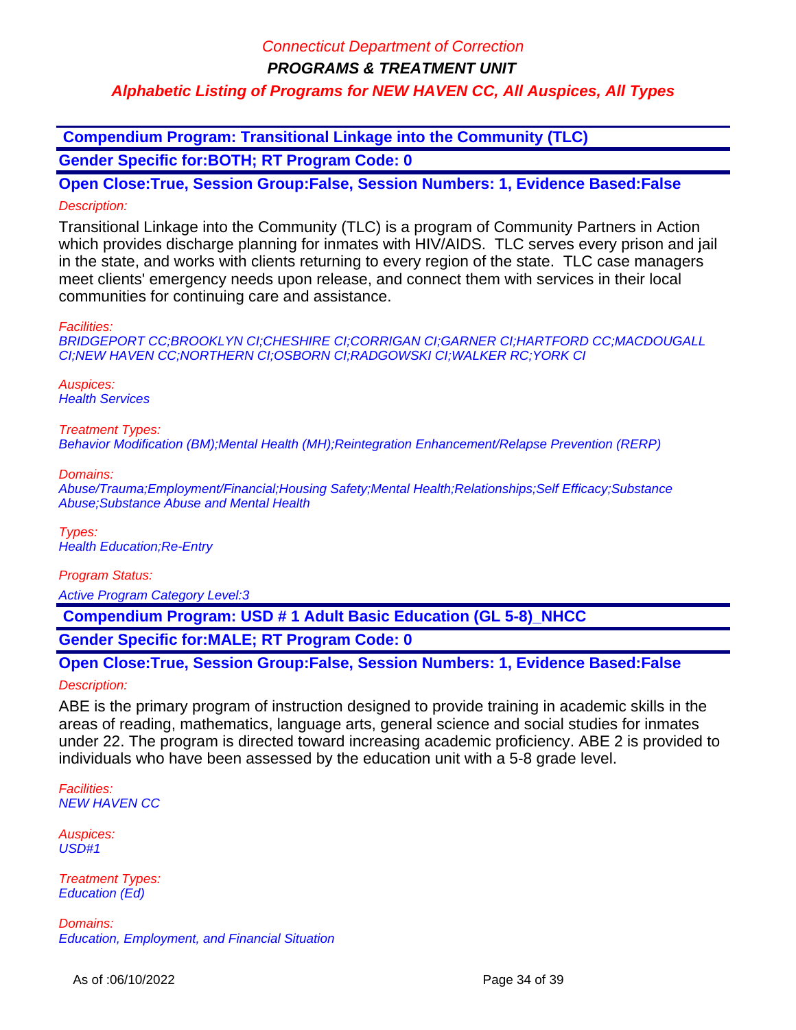**Compendium Program: Transitional Linkage into the Community (TLC)**

**Gender Specific for:BOTH; RT Program Code: 0**

**Open Close:True, Session Group:False, Session Numbers: 1, Evidence Based:False**

*Description:*

Transitional Linkage into the Community (TLC) is a program of Community Partners in Action which provides discharge planning for inmates with HIV/AIDS. TLC serves every prison and jail in the state, and works with clients returning to every region of the state. TLC case managers meet clients' emergency needs upon release, and connect them with services in their local communities for continuing care and assistance.

*Facilities:*
*BRIDGEPORT CC;BROOKLYN CI;CHESHIRE CI;CORRIGAN CI;GARNER CI;HARTFORD CC;MACDOUGALL CI;NEW HAVEN CC;NORTHERN CI;OSBORN CI;RADGOWSKI CI;WALKER RC;YORK CI*

*Auspices:*
*Health Services*

*Treatment Types:*
*Behavior Modification (BM);Mental Health (MH);Reintegration Enhancement/Relapse Prevention (RERP)*

*Domains:*
*Abuse/Trauma;Employment/Financial;Housing Safety;Mental Health;Relationships;Self Efficacy;Substance Abuse;Substance Abuse and Mental Health*

*Types:*
*Health Education;Re-Entry*

*Program Status:*

*Active Program Category Level:3*

**Compendium Program: USD # 1 Adult Basic Education (GL 5-8)_NHCC**

**Gender Specific for:MALE; RT Program Code: 0**

**Open Close:True, Session Group:False, Session Numbers: 1, Evidence Based:False**

*Description:*

ABE is the primary program of instruction designed to provide training in academic skills in the areas of reading, mathematics, language arts, general science and social studies for inmates under 22. The program is directed toward increasing academic proficiency. ABE 2 is provided to individuals who have been assessed by the education unit with a 5-8 grade level.

*Facilities:*
*NEW HAVEN CC*

*Auspices:*
*USD#1*

*Treatment Types:*
*Education (Ed)*

*Domains:*
*Education, Employment, and Financial Situation*

As of :06/10/2022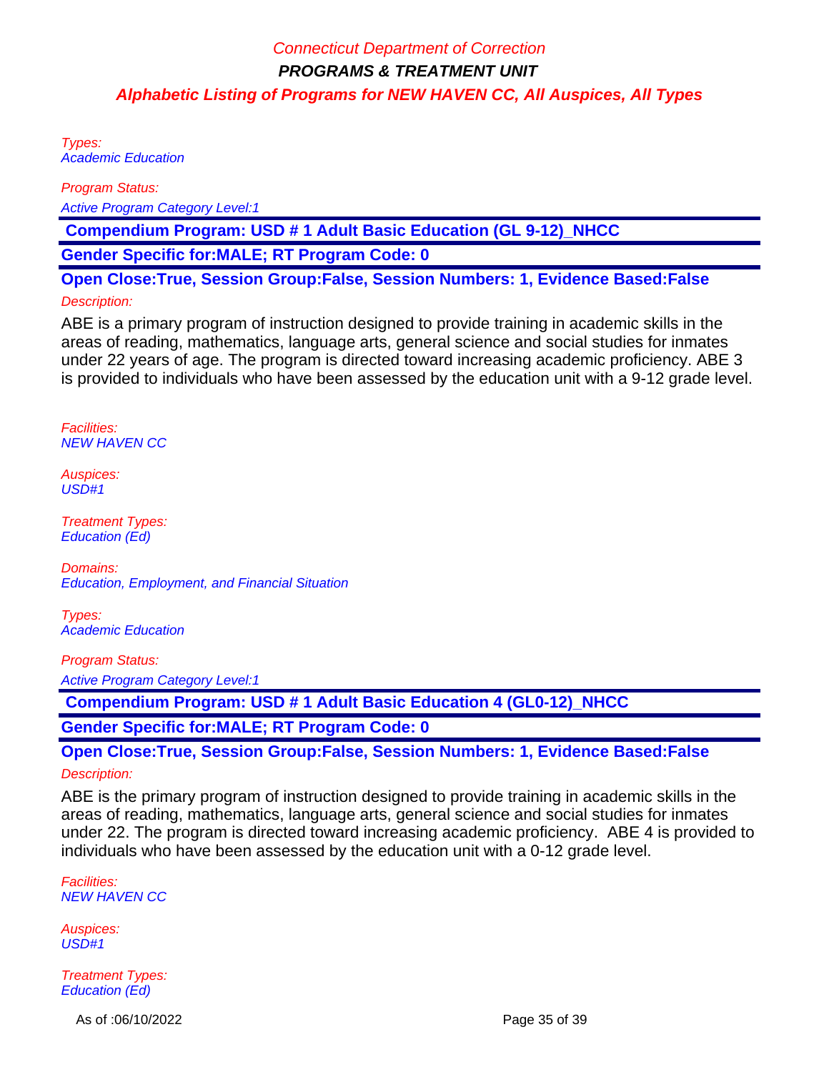Types:
Academic Education

Program Status:
Active Program Category Level:1

**Compendium Program: USD # 1 Adult Basic Education (GL 9-12)_NHCC**

**Gender Specific for:MALE; RT Program Code: 0**

**Open Close:True, Session Group:False, Session Numbers: 1, Evidence Based:False**

Description:

ABE is a primary program of instruction designed to provide training in academic skills in the areas of reading, mathematics, language arts, general science and social studies for inmates under 22 years of age. The program is directed toward increasing academic proficiency. ABE 3 is provided to individuals who have been assessed by the education unit with a 9-12 grade level.

Facilities:
NEW HAVEN CC

Auspices:
USD#1

Treatment Types:
Education (Ed)

Domains:
Education, Employment, and Financial Situation

Types:
Academic Education

Program Status:
Active Program Category Level:1

**Compendium Program: USD # 1 Adult Basic Education 4 (GL0-12)_NHCC**

**Gender Specific for:MALE; RT Program Code: 0**

**Open Close:True, Session Group:False, Session Numbers: 1, Evidence Based:False**

Description:

ABE is the primary program of instruction designed to provide training in academic skills in the areas of reading, mathematics, language arts, general science and social studies for inmates under 22. The program is directed toward increasing academic proficiency. ABE 4 is provided to individuals who have been assessed by the education unit with a 0-12 grade level.

Facilities:
NEW HAVEN CC

Auspices:
USD#1

Treatment Types:
Education (Ed)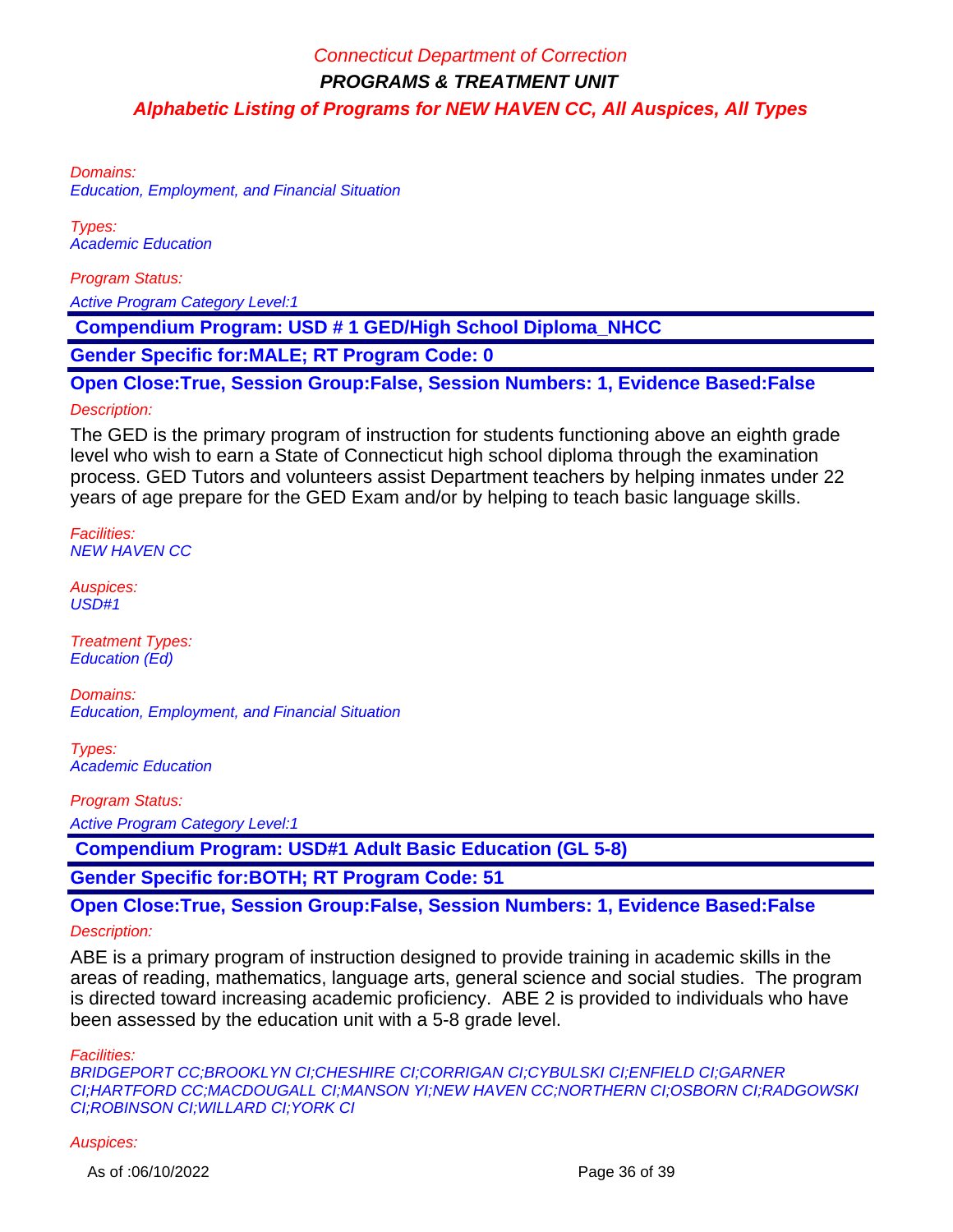Domains:
Education, Employment, and Financial Situation

Types:
Academic Education

Program Status:
Active Program Category Level:1

**Compendium Program: USD # 1 GED/High School Diploma_NHCC**

**Gender Specific for:MALE; RT Program Code: 0**

**Open Close:True, Session Group:False, Session Numbers: 1, Evidence Based:False**

Description:

The GED is the primary program of instruction for students functioning above an eighth grade level who wish to earn a State of Connecticut high school diploma through the examination process. GED Tutors and volunteers assist Department teachers by helping inmates under 22 years of age prepare for the GED Exam and/or by helping to teach basic language skills.

Facilities:
NEW HAVEN CC

Auspices:
USD#1

Treatment Types:
Education (Ed)

Domains:
Education, Employment, and Financial Situation

Types:
Academic Education

Program Status:
Active Program Category Level:1

**Compendium Program: USD#1 Adult Basic Education (GL 5-8)**

**Gender Specific for:BOTH; RT Program Code: 51**

**Open Close:True, Session Group:False, Session Numbers: 1, Evidence Based:False**

Description:

ABE is a primary program of instruction designed to provide training in academic skills in the areas of reading, mathematics, language arts, general science and social studies. The program is directed toward increasing academic proficiency. ABE 2 is provided to individuals who have been assessed by the education unit with a 5-8 grade level.

Facilities:
BRIDGEPORT CC;BROOKLYN CI;CHESHIRE CI;CORRIGAN CI;CYBULSKI CI;ENFIELD CI;GARNER CI;HARTFORD CC;MACDOUGALL CI;MANSON YI;NEW HAVEN CC;NORTHERN CI;OSBORN CI;RADGOWSKI CI;ROBINSON CI;WILLARD CI;YORK CI

Auspices: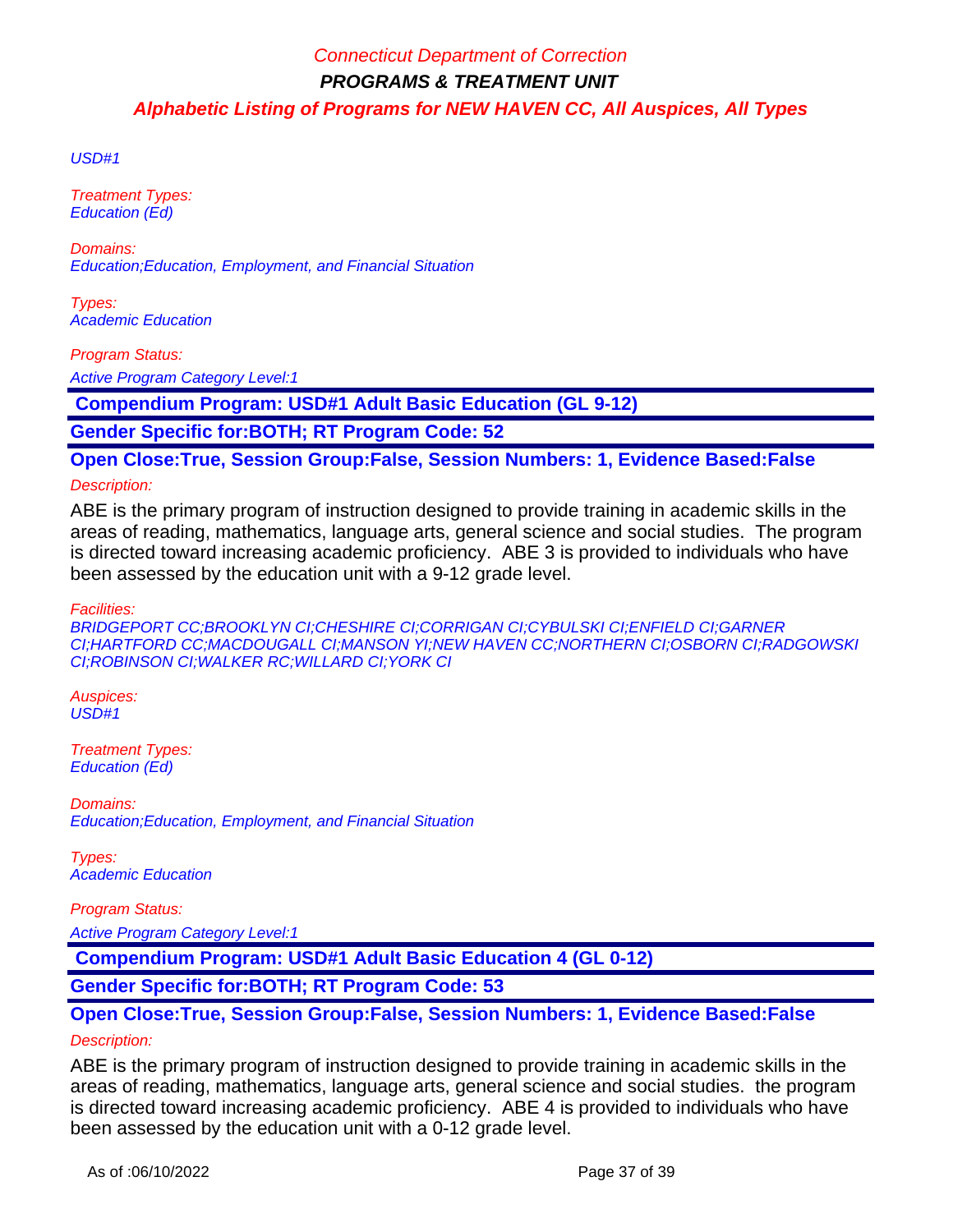USD#1

*Treatment Types:*
*Education (Ed)*

*Domains:*
*Education;Education, Employment, and Financial Situation*

*Types:*
*Academic Education*

*Program Status:*
*Active Program Category Level:1*

**Compendium Program: USD#1 Adult Basic Education (GL 9-12)**

**Gender Specific for:BOTH; RT Program Code: 52**

**Open Close:True, Session Group:False, Session Numbers: 1, Evidence Based:False**

*Description:*

ABE is the primary program of instruction designed to provide training in academic skills in the areas of reading, mathematics, language arts, general science and social studies. The program is directed toward increasing academic proficiency. ABE 3 is provided to individuals who have been assessed by the education unit with a 9-12 grade level.

*Facilities:*
*BRIDGEPORT CC;BROOKLYN CI;CHESHIRE CI;CORRIGAN CI;CYBULSKI CI;ENFIELD CI;GARNER CI;HARTFORD CC;MACDOUGALL CI;MANSON YI;NEW HAVEN CC;NORTHERN CI;OSBORN CI;RADGOWSKI CI;ROBINSON CI;WALKER RC;WILLARD CI;YORK CI*

*Auspices:*
*USD#1*

*Treatment Types:*
*Education (Ed)*

*Domains:*
*Education;Education, Employment, and Financial Situation*

*Types:*
*Academic Education*

*Program Status:*
*Active Program Category Level:1*

**Compendium Program: USD#1 Adult Basic Education 4 (GL 0-12)**

**Gender Specific for:BOTH; RT Program Code: 53**

**Open Close:True, Session Group:False, Session Numbers: 1, Evidence Based:False**

*Description:*

ABE is the primary program of instruction designed to provide training in academic skills in the areas of reading, mathematics, language arts, general science and social studies. the program is directed toward increasing academic proficiency. ABE 4 is provided to individuals who have been assessed by the education unit with a 0-12 grade level.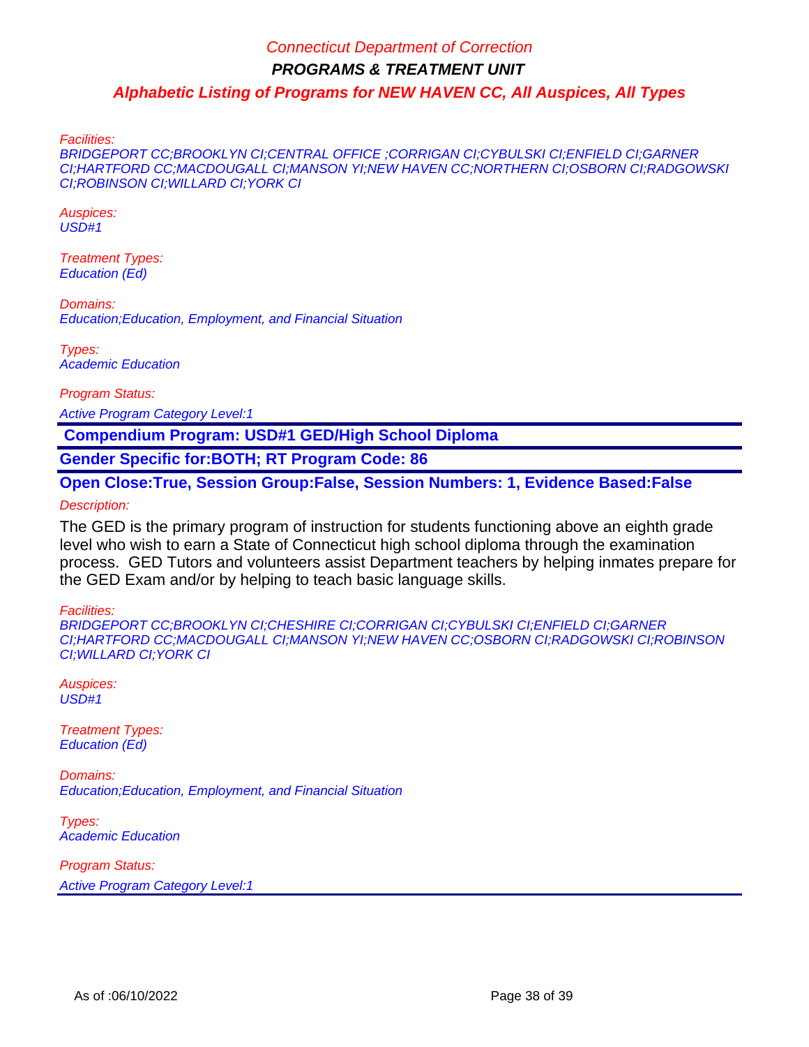Facilities:
BRIDGEPORT CC;BROOKLYN CI;CENTRAL OFFICE ;CORRIGAN CI;CYBULSKI CI;ENFIELD CI;GARNER CI;HARTFORD CC;MACDOUGALL CI;MANSON YI;NEW HAVEN CC;NORTHERN CI;OSBORN CI;RADGOWSKI CI;ROBINSON CI;WILLARD CI;YORK CI

Auspices:
USD#1

Treatment Types:
Education (Ed)

Domains:
Education;Education, Employment, and Financial Situation

Types:
Academic Education

Program Status:

Active Program Category Level:1

**Compendium Program: USD#1 GED/High School Diploma**

**Gender Specific for:BOTH; RT Program Code: 86**

**Open Close:True, Session Group:False, Session Numbers: 1, Evidence Based:False**

Description:

The GED is the primary program of instruction for students functioning above an eighth grade level who wish to earn a State of Connecticut high school diploma through the examination process.  GED Tutors and volunteers assist Department teachers by helping inmates prepare for the GED Exam and/or by helping to teach basic language skills.

Facilities:
BRIDGEPORT CC;BROOKLYN CI;CHESHIRE CI;CORRIGAN CI;CYBULSKI CI;ENFIELD CI;GARNER CI;HARTFORD CC;MACDOUGALL CI;MANSON YI;NEW HAVEN CC;OSBORN CI;RADGOWSKI CI;ROBINSON CI;WILLARD CI;YORK CI

Auspices:
USD#1

Treatment Types:
Education (Ed)

Domains:
Education;Education, Employment, and Financial Situation

Types:
Academic Education

Program Status:

Active Program Category Level:1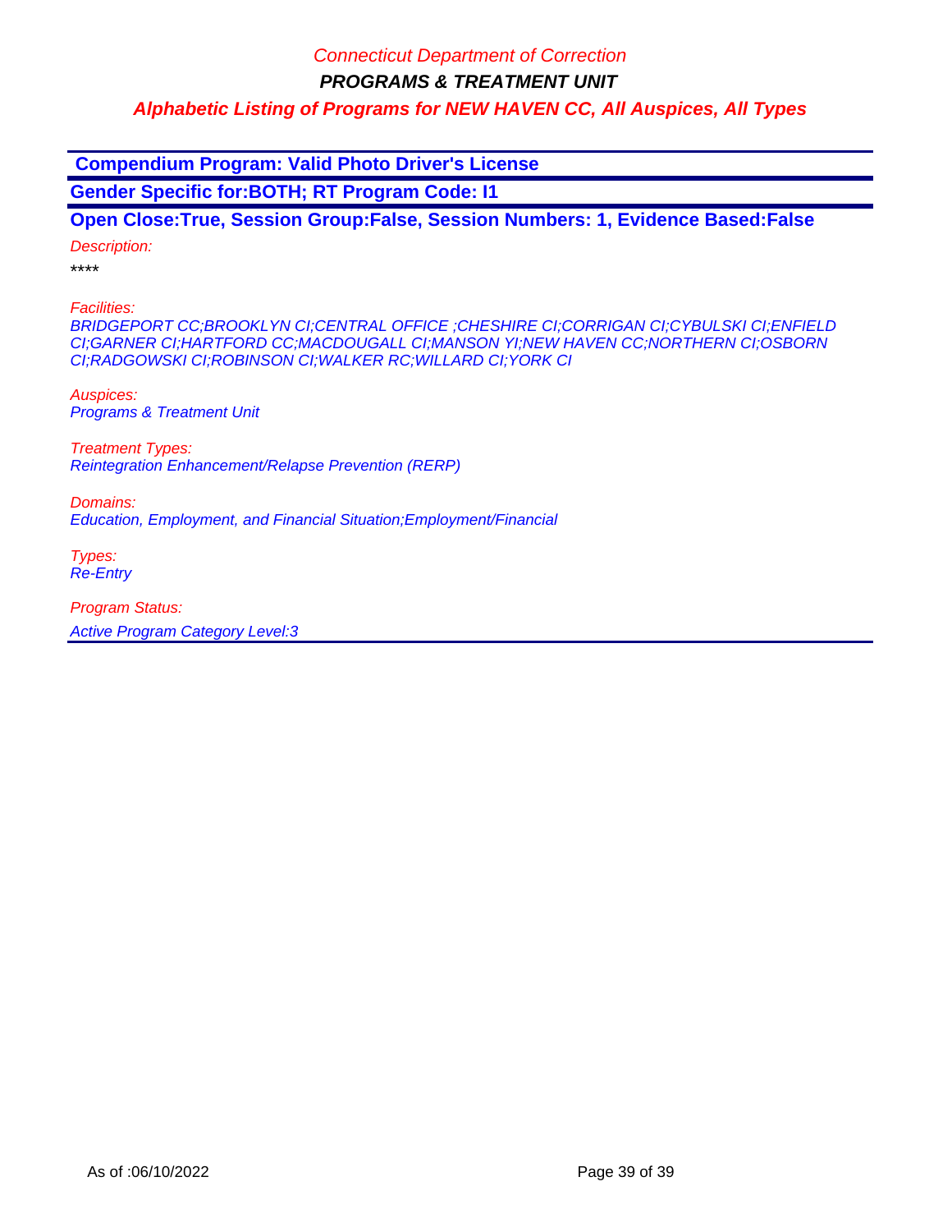**Compendium Program: Valid Photo Driver's License**

**Gender Specific for:BOTH; RT Program Code: I1**

**Open Close:True, Session Group:False, Session Numbers: 1, Evidence Based:False**

*Description:*

****

*Facilities:*

*BRIDGEPORT CC;BROOKLYN CI;CENTRAL OFFICE ;CHESHIRE CI;CORRIGAN CI;CYBULSKI CI;ENFIELD CI;GARNER CI;HARTFORD CC;MACDOUGALL CI;MANSON YI;NEW HAVEN CC;NORTHERN CI;OSBORN CI;RADGOWSKI CI;ROBINSON CI;WALKER RC;WILLARD CI;YORK CI*

*Auspices:*

*Programs & Treatment Unit*

*Treatment Types:*

*Reintegration Enhancement/Relapse Prevention (RERP)*

*Domains:*

*Education, Employment, and Financial Situation;Employment/Financial*

*Types:*

*Re-Entry*

*Program Status:*

*Active Program Category Level:3*

As of :06/10/2022